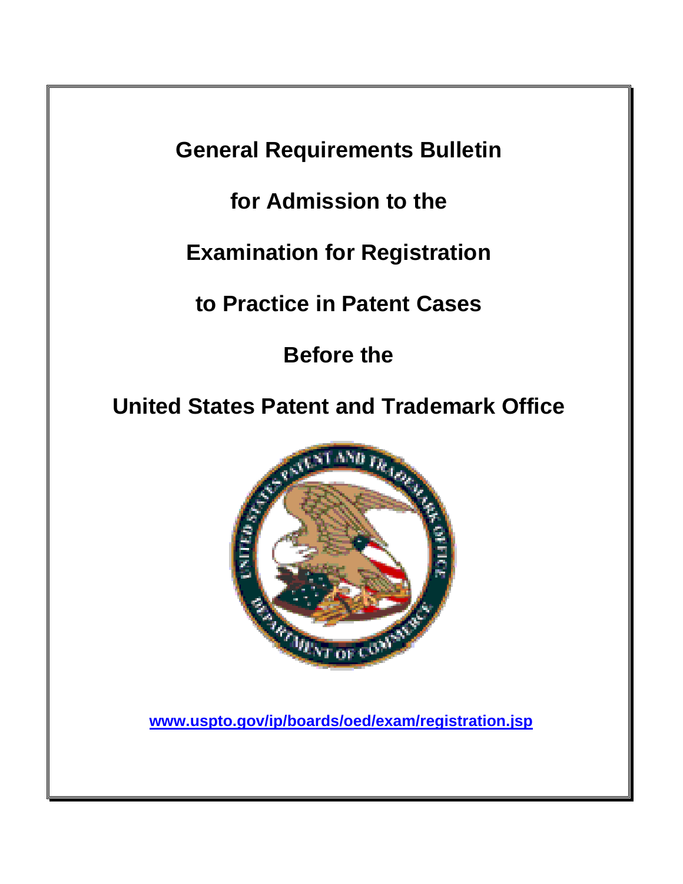# General Requirements Bulletin

# for Admission to the

# Examination for Registration

# to Practice in Patent Cases

# Before the

# United States Patent and Trademark Office

www.uspto.gov/ip/boards/oed/exam/registration.jsp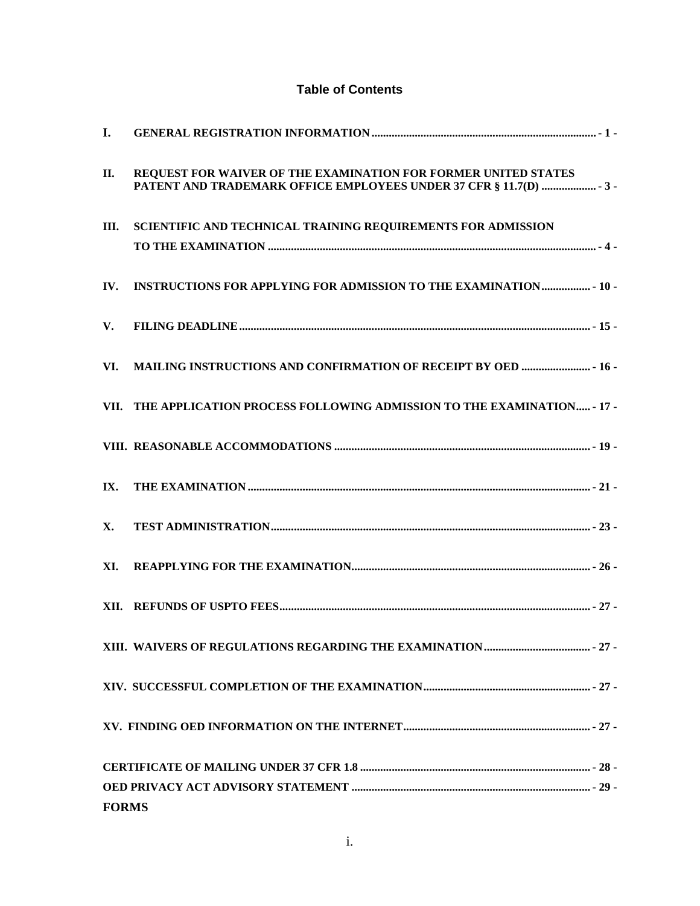## Table of Contents

| | | |
|---|---|---|
| I. | GENERAL REGISTRATION INFORMATION | - 1 - |
| II. | REQUEST FOR WAIVER OF THE EXAMINATION FOR FORMER UNITED STATES PATENT AND TRADEMARK OFFICE EMPLOYEES UNDER 37 CFR § 11.7(D) | - 3 - |
| III. | SCIENTIFIC AND TECHNICAL TRAINING REQUIREMENTS FOR ADMISSION TO THE EXAMINATION | - 4 - |
| IV. | INSTRUCTIONS FOR APPLYING FOR ADMISSION TO THE EXAMINATION | - 10 - |
| V. | FILING DEADLINE | - 15 - |
| VI. | MAILING INSTRUCTIONS AND CONFIRMATION OF RECEIPT BY OED | - 16 - |
| VII. | THE APPLICATION PROCESS FOLLOWING ADMISSION TO THE EXAMINATION | - 17 - |
| VIII. | REASONABLE ACCOMMODATIONS | - 19 - |
| IX. | THE EXAMINATION | - 21 - |
| X. | TEST ADMINISTRATION | - 23 - |
| XI. | REAPPLYING FOR THE EXAMINATION | - 26 - |
| XII. | REFUNDS OF USPTO FEES | - 27 - |
| XIII. | WAIVERS OF REGULATIONS REGARDING THE EXAMINATION | - 27 - |
| XIV. | SUCCESSFUL COMPLETION OF THE EXAMINATION | - 27 - |
| XV. | FINDING OED INFORMATION ON THE INTERNET | - 27 - |
| | CERTIFICATE OF MAILING UNDER 37 CFR 1.8 | - 28 - |
| | OED PRIVACY ACT ADVISORY STATEMENT | - 29 - |
| | FORMS | |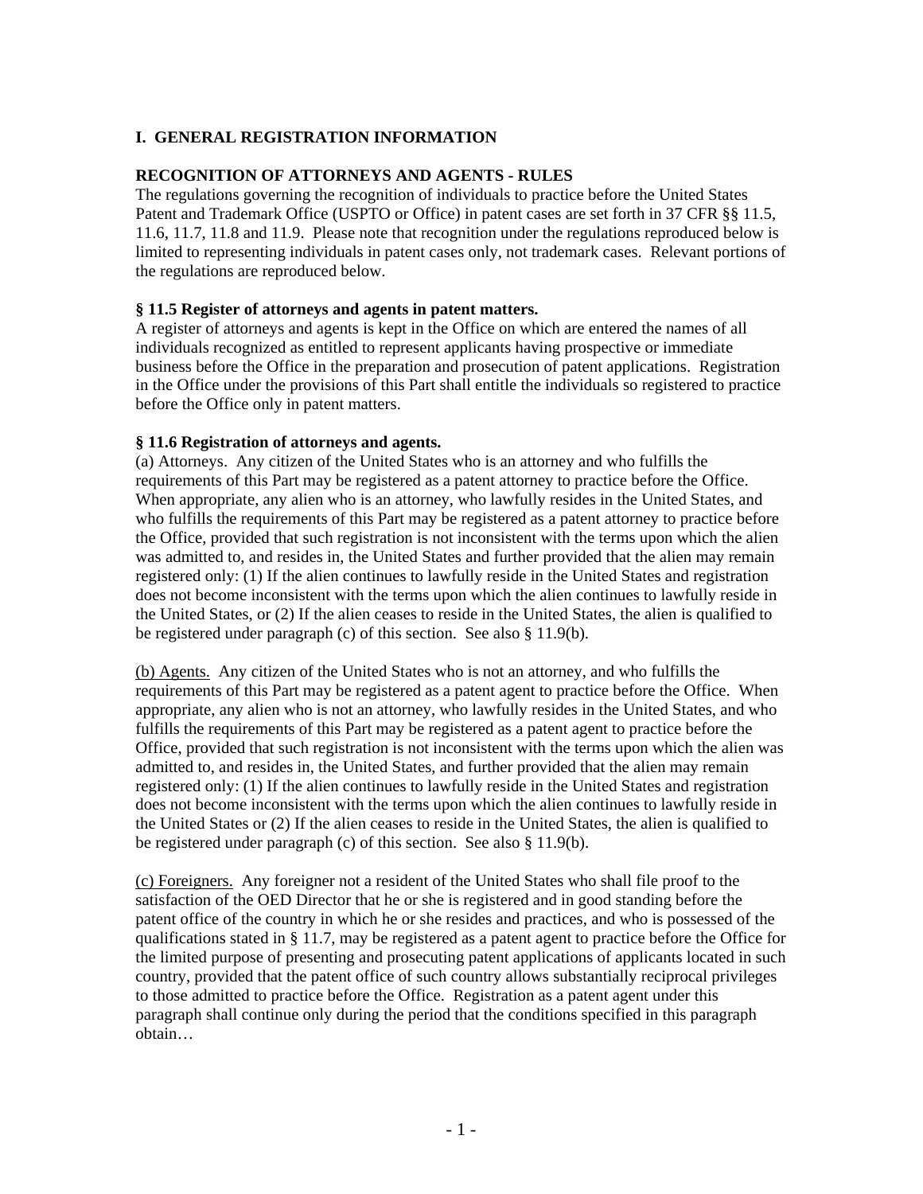## I. GENERAL REGISTRATION INFORMATION

### RECOGNITION OF ATTORNEYS AND AGENTS - RULES

The regulations governing the recognition of individuals to practice before the United States Patent and Trademark Office (USPTO or Office) in patent cases are set forth in 37 CFR §§ 11.5, 11.6, 11.7, 11.8 and 11.9. Please note that recognition under the regulations reproduced below is limited to representing individuals in patent cases only, not trademark cases. Relevant portions of the regulations are reproduced below.

**§ 11.5 Register of attorneys and agents in patent matters.**

A register of attorneys and agents is kept in the Office on which are entered the names of all individuals recognized as entitled to represent applicants having prospective or immediate business before the Office in the preparation and prosecution of patent applications. Registration in the Office under the provisions of this Part shall entitle the individuals so registered to practice before the Office only in patent matters.

**§ 11.6 Registration of attorneys and agents.**

(a) Attorneys. Any citizen of the United States who is an attorney and who fulfills the requirements of this Part may be registered as a patent attorney to practice before the Office. When appropriate, any alien who is an attorney, who lawfully resides in the United States, and who fulfills the requirements of this Part may be registered as a patent attorney to practice before the Office, provided that such registration is not inconsistent with the terms upon which the alien was admitted to, and resides in, the United States and further provided that the alien may remain registered only: (1) If the alien continues to lawfully reside in the United States and registration does not become inconsistent with the terms upon which the alien continues to lawfully reside in the United States, or (2) If the alien ceases to reside in the United States, the alien is qualified to be registered under paragraph (c) of this section. See also § 11.9(b).

(b) Agents. Any citizen of the United States who is not an attorney, and who fulfills the requirements of this Part may be registered as a patent agent to practice before the Office. When appropriate, any alien who is not an attorney, who lawfully resides in the United States, and who fulfills the requirements of this Part may be registered as a patent agent to practice before the Office, provided that such registration is not inconsistent with the terms upon which the alien was admitted to, and resides in, the United States, and further provided that the alien may remain registered only: (1) If the alien continues to lawfully reside in the United States and registration does not become inconsistent with the terms upon which the alien continues to lawfully reside in the United States or (2) If the alien ceases to reside in the United States, the alien is qualified to be registered under paragraph (c) of this section. See also § 11.9(b).

(c) Foreigners. Any foreigner not a resident of the United States who shall file proof to the satisfaction of the OED Director that he or she is registered and in good standing before the patent office of the country in which he or she resides and practices, and who is possessed of the qualifications stated in § 11.7, may be registered as a patent agent to practice before the Office for the limited purpose of presenting and prosecuting patent applications of applicants located in such country, provided that the patent office of such country allows substantially reciprocal privileges to those admitted to practice before the Office. Registration as a patent agent under this paragraph shall continue only during the period that the conditions specified in this paragraph obtain…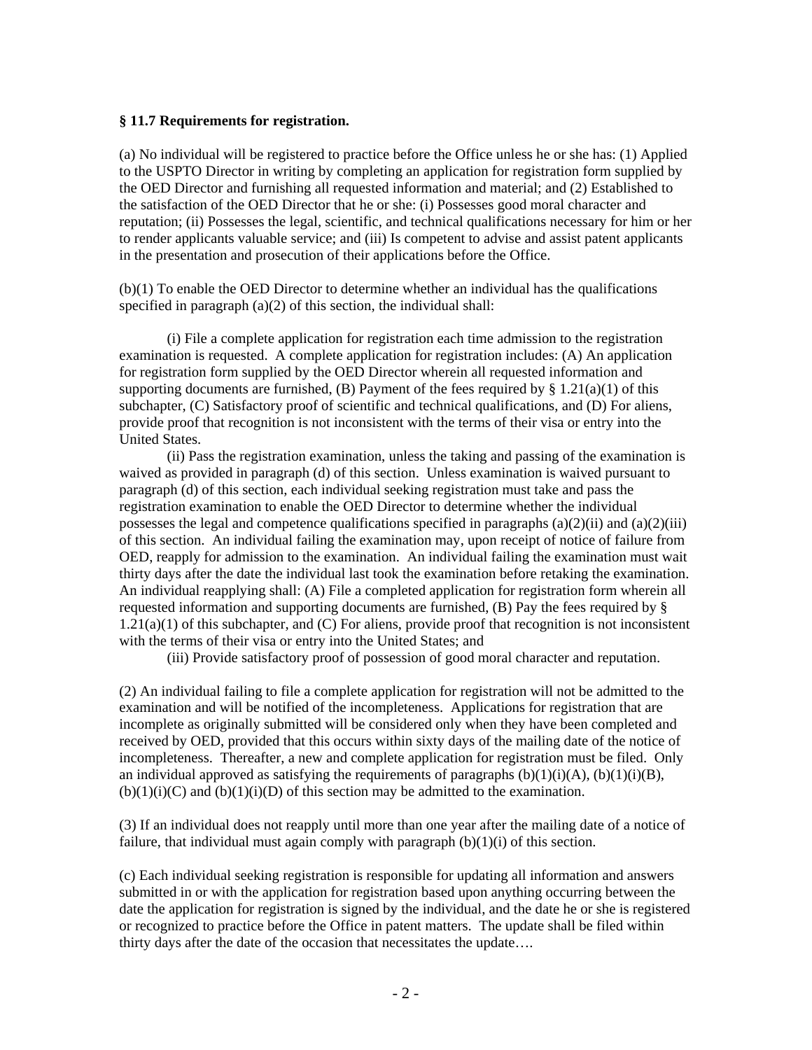**§ 11.7 Requirements for registration.**

(a) No individual will be registered to practice before the Office unless he or she has: (1) Applied to the USPTO Director in writing by completing an application for registration form supplied by the OED Director and furnishing all requested information and material; and (2) Established to the satisfaction of the OED Director that he or she: (i) Possesses good moral character and reputation; (ii) Possesses the legal, scientific, and technical qualifications necessary for him or her to render applicants valuable service; and (iii) Is competent to advise and assist patent applicants in the presentation and prosecution of their applications before the Office.

(b)(1) To enable the OED Director to determine whether an individual has the qualifications specified in paragraph (a)(2) of this section, the individual shall:

(i) File a complete application for registration each time admission to the registration examination is requested. A complete application for registration includes: (A) An application for registration form supplied by the OED Director wherein all requested information and supporting documents are furnished, (B) Payment of the fees required by § 1.21(a)(1) of this subchapter, (C) Satisfactory proof of scientific and technical qualifications, and (D) For aliens, provide proof that recognition is not inconsistent with the terms of their visa or entry into the United States.

(ii) Pass the registration examination, unless the taking and passing of the examination is waived as provided in paragraph (d) of this section. Unless examination is waived pursuant to paragraph (d) of this section, each individual seeking registration must take and pass the registration examination to enable the OED Director to determine whether the individual possesses the legal and competence qualifications specified in paragraphs (a)(2)(ii) and (a)(2)(iii) of this section. An individual failing the examination may, upon receipt of notice of failure from OED, reapply for admission to the examination. An individual failing the examination must wait thirty days after the date the individual last took the examination before retaking the examination. An individual reapplying shall: (A) File a completed application for registration form wherein all requested information and supporting documents are furnished, (B) Pay the fees required by § 1.21(a)(1) of this subchapter, and (C) For aliens, provide proof that recognition is not inconsistent with the terms of their visa or entry into the United States; and

(iii) Provide satisfactory proof of possession of good moral character and reputation.

(2) An individual failing to file a complete application for registration will not be admitted to the examination and will be notified of the incompleteness. Applications for registration that are incomplete as originally submitted will be considered only when they have been completed and received by OED, provided that this occurs within sixty days of the mailing date of the notice of incompleteness. Thereafter, a new and complete application for registration must be filed. Only an individual approved as satisfying the requirements of paragraphs (b)(1)(i)(A), (b)(1)(i)(B), (b)(1)(i)(C) and (b)(1)(i)(D) of this section may be admitted to the examination.

(3) If an individual does not reapply until more than one year after the mailing date of a notice of failure, that individual must again comply with paragraph (b)(1)(i) of this section.

(c) Each individual seeking registration is responsible for updating all information and answers submitted in or with the application for registration based upon anything occurring between the date the application for registration is signed by the individual, and the date he or she is registered or recognized to practice before the Office in patent matters. The update shall be filed within thirty days after the date of the occasion that necessitates the update….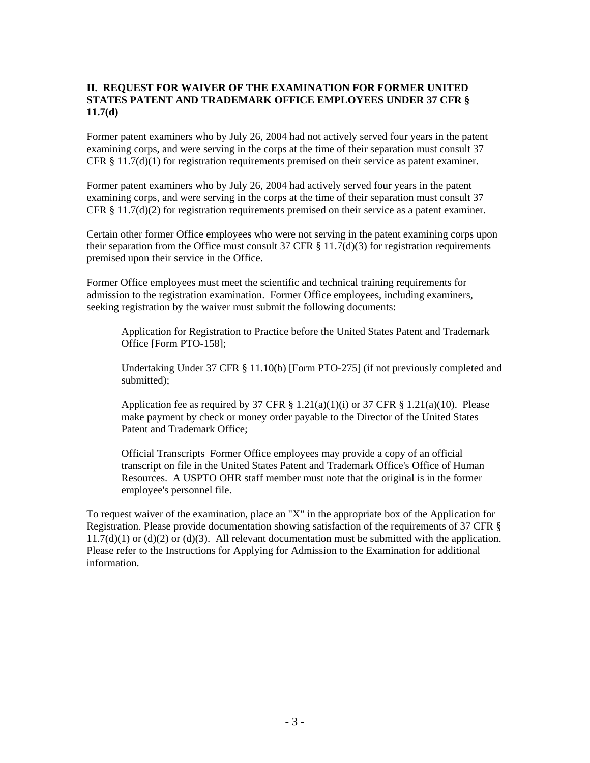## II. REQUEST FOR WAIVER OF THE EXAMINATION FOR FORMER UNITED STATES PATENT AND TRADEMARK OFFICE EMPLOYEES UNDER 37 CFR § 11.7(d)

Former patent examiners who by July 26, 2004 had not actively served four years in the patent examining corps, and were serving in the corps at the time of their separation must consult 37 CFR § 11.7(d)(1) for registration requirements premised on their service as patent examiner.

Former patent examiners who by July 26, 2004 had actively served four years in the patent examining corps, and were serving in the corps at the time of their separation must consult 37 CFR § 11.7(d)(2) for registration requirements premised on their service as a patent examiner.

Certain other former Office employees who were not serving in the patent examining corps upon their separation from the Office must consult 37 CFR § 11.7(d)(3) for registration requirements premised upon their service in the Office.

Former Office employees must meet the scientific and technical training requirements for admission to the registration examination. Former Office employees, including examiners, seeking registration by the waiver must submit the following documents:

> Application for Registration to Practice before the United States Patent and Trademark Office [Form PTO-158];
>
> Undertaking Under 37 CFR § 11.10(b) [Form PTO-275] (if not previously completed and submitted);
>
> Application fee as required by 37 CFR § 1.21(a)(1)(i) or 37 CFR § 1.21(a)(10). Please make payment by check or money order payable to the Director of the United States Patent and Trademark Office;
>
> Official Transcripts Former Office employees may provide a copy of an official transcript on file in the United States Patent and Trademark Office's Office of Human Resources. A USPTO OHR staff member must note that the original is in the former employee's personnel file.

To request waiver of the examination, place an "X" in the appropriate box of the Application for Registration. Please provide documentation showing satisfaction of the requirements of 37 CFR § 11.7(d)(1) or (d)(2) or (d)(3). All relevant documentation must be submitted with the application. Please refer to the Instructions for Applying for Admission to the Examination for additional information.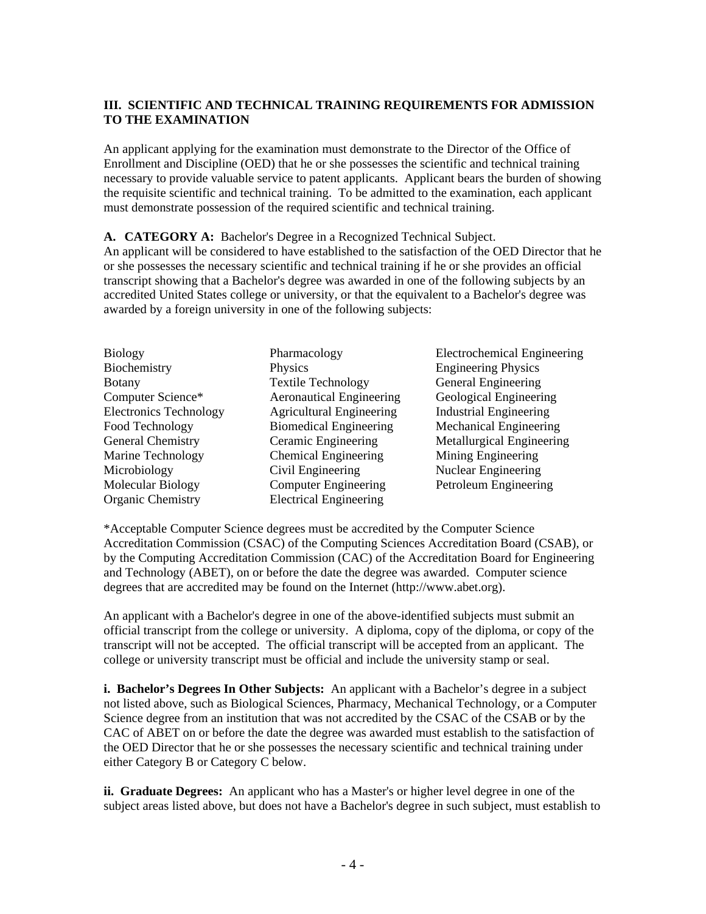## III. SCIENTIFIC AND TECHNICAL TRAINING REQUIREMENTS FOR ADMISSION TO THE EXAMINATION

An applicant applying for the examination must demonstrate to the Director of the Office of Enrollment and Discipline (OED) that he or she possesses the scientific and technical training necessary to provide valuable service to patent applicants. Applicant bears the burden of showing the requisite scientific and technical training. To be admitted to the examination, each applicant must demonstrate possession of the required scientific and technical training.

**A. CATEGORY A:** Bachelor's Degree in a Recognized Technical Subject.
An applicant will be considered to have established to the satisfaction of the OED Director that he or she possesses the necessary scientific and technical training if he or she provides an official transcript showing that a Bachelor's degree was awarded in one of the following subjects by an accredited United States college or university, or that the equivalent to a Bachelor's degree was awarded by a foreign university in one of the following subjects:

- Biology
- Biochemistry
- Botany
- Computer Science*
- Electronics Technology
- Food Technology
- General Chemistry
- Marine Technology
- Microbiology
- Molecular Biology
- Organic Chemistry
- Pharmacology
- Physics
- Textile Technology
- Aeronautical Engineering
- Agricultural Engineering
- Biomedical Engineering
- Ceramic Engineering
- Chemical Engineering
- Civil Engineering
- Computer Engineering
- Electrical Engineering
- Electrochemical Engineering
- Engineering Physics
- General Engineering
- Geological Engineering
- Industrial Engineering
- Mechanical Engineering
- Metallurgical Engineering
- Mining Engineering
- Nuclear Engineering
- Petroleum Engineering

*Acceptable Computer Science degrees must be accredited by the Computer Science Accreditation Commission (CSAC) of the Computing Sciences Accreditation Board (CSAB), or by the Computing Accreditation Commission (CAC) of the Accreditation Board for Engineering and Technology (ABET), on or before the date the degree was awarded. Computer science degrees that are accredited may be found on the Internet (http://www.abet.org).

An applicant with a Bachelor's degree in one of the above-identified subjects must submit an official transcript from the college or university. A diploma, copy of the diploma, or copy of the transcript will not be accepted. The official transcript will be accepted from an applicant. The college or university transcript must be official and include the university stamp or seal.

**i. Bachelor's Degrees In Other Subjects:** An applicant with a Bachelor's degree in a subject not listed above, such as Biological Sciences, Pharmacy, Mechanical Technology, or a Computer Science degree from an institution that was not accredited by the CSAC of the CSAB or by the CAC of ABET on or before the date the degree was awarded must establish to the satisfaction of the OED Director that he or she possesses the necessary scientific and technical training under either Category B or Category C below.

**ii. Graduate Degrees:** An applicant who has a Master's or higher level degree in one of the subject areas listed above, but does not have a Bachelor's degree in such subject, must establish to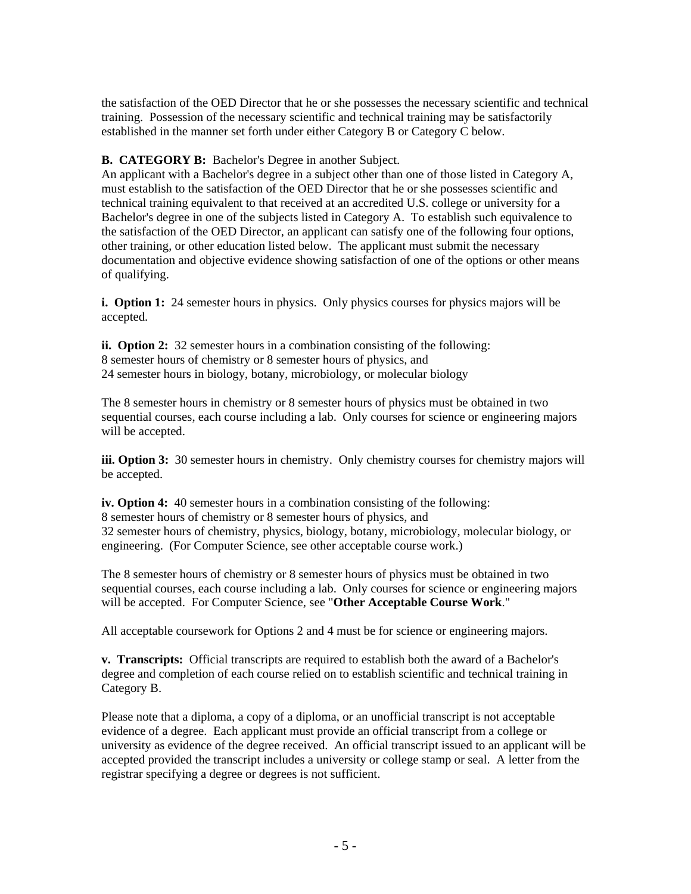the satisfaction of the OED Director that he or she possesses the necessary scientific and technical training. Possession of the necessary scientific and technical training may be satisfactorily established in the manner set forth under either Category B or Category C below.

**B. CATEGORY B:** Bachelor's Degree in another Subject.
An applicant with a Bachelor's degree in a subject other than one of those listed in Category A, must establish to the satisfaction of the OED Director that he or she possesses scientific and technical training equivalent to that received at an accredited U.S. college or university for a Bachelor's degree in one of the subjects listed in Category A. To establish such equivalence to the satisfaction of the OED Director, an applicant can satisfy one of the following four options, other training, or other education listed below. The applicant must submit the necessary documentation and objective evidence showing satisfaction of one of the options or other means of qualifying.

**i. Option 1:** 24 semester hours in physics. Only physics courses for physics majors will be accepted.

**ii. Option 2:** 32 semester hours in a combination consisting of the following:
8 semester hours of chemistry or 8 semester hours of physics, and
24 semester hours in biology, botany, microbiology, or molecular biology

The 8 semester hours in chemistry or 8 semester hours of physics must be obtained in two sequential courses, each course including a lab. Only courses for science or engineering majors will be accepted.

**iii. Option 3:** 30 semester hours in chemistry. Only chemistry courses for chemistry majors will be accepted.

**iv. Option 4:** 40 semester hours in a combination consisting of the following:
8 semester hours of chemistry or 8 semester hours of physics, and
32 semester hours of chemistry, physics, biology, botany, microbiology, molecular biology, or engineering. (For Computer Science, see other acceptable course work.)

The 8 semester hours of chemistry or 8 semester hours of physics must be obtained in two sequential courses, each course including a lab. Only courses for science or engineering majors will be accepted. For Computer Science, see "**Other Acceptable Course Work**."

All acceptable coursework for Options 2 and 4 must be for science or engineering majors.

**v. Transcripts:** Official transcripts are required to establish both the award of a Bachelor's degree and completion of each course relied on to establish scientific and technical training in Category B.

Please note that a diploma, a copy of a diploma, or an unofficial transcript is not acceptable evidence of a degree. Each applicant must provide an official transcript from a college or university as evidence of the degree received. An official transcript issued to an applicant will be accepted provided the transcript includes a university or college stamp or seal. A letter from the registrar specifying a degree or degrees is not sufficient.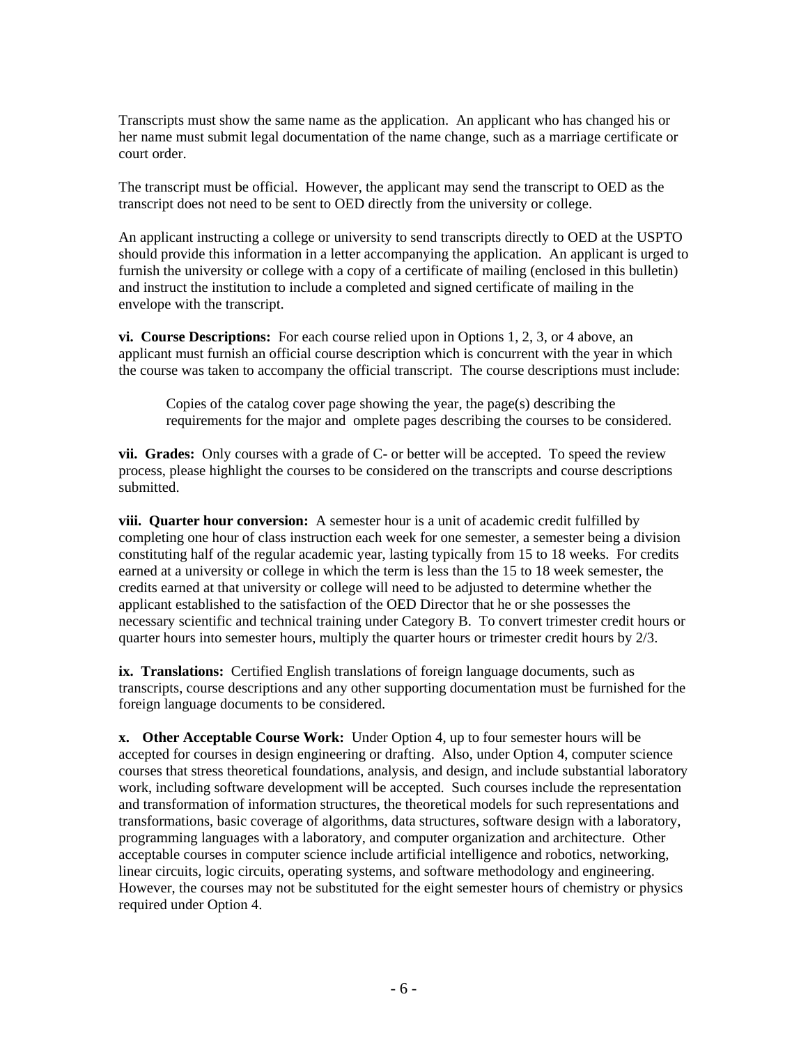Transcripts must show the same name as the application. An applicant who has changed his or her name must submit legal documentation of the name change, such as a marriage certificate or court order.

The transcript must be official. However, the applicant may send the transcript to OED as the transcript does not need to be sent to OED directly from the university or college.

An applicant instructing a college or university to send transcripts directly to OED at the USPTO should provide this information in a letter accompanying the application. An applicant is urged to furnish the university or college with a copy of a certificate of mailing (enclosed in this bulletin) and instruct the institution to include a completed and signed certificate of mailing in the envelope with the transcript.

**vi. Course Descriptions:** For each course relied upon in Options 1, 2, 3, or 4 above, an applicant must furnish an official course description which is concurrent with the year in which the course was taken to accompany the official transcript. The course descriptions must include:

> Copies of the catalog cover page showing the year, the page(s) describing the requirements for the major and omplete pages describing the courses to be considered.

**vii. Grades:** Only courses with a grade of C- or better will be accepted. To speed the review process, please highlight the courses to be considered on the transcripts and course descriptions submitted.

**viii. Quarter hour conversion:** A semester hour is a unit of academic credit fulfilled by completing one hour of class instruction each week for one semester, a semester being a division constituting half of the regular academic year, lasting typically from 15 to 18 weeks. For credits earned at a university or college in which the term is less than the 15 to 18 week semester, the credits earned at that university or college will need to be adjusted to determine whether the applicant established to the satisfaction of the OED Director that he or she possesses the necessary scientific and technical training under Category B. To convert trimester credit hours or quarter hours into semester hours, multiply the quarter hours or trimester credit hours by 2/3.

**ix. Translations:** Certified English translations of foreign language documents, such as transcripts, course descriptions and any other supporting documentation must be furnished for the foreign language documents to be considered.

**x. Other Acceptable Course Work:** Under Option 4, up to four semester hours will be accepted for courses in design engineering or drafting. Also, under Option 4, computer science courses that stress theoretical foundations, analysis, and design, and include substantial laboratory work, including software development will be accepted. Such courses include the representation and transformation of information structures, the theoretical models for such representations and transformations, basic coverage of algorithms, data structures, software design with a laboratory, programming languages with a laboratory, and computer organization and architecture. Other acceptable courses in computer science include artificial intelligence and robotics, networking, linear circuits, logic circuits, operating systems, and software methodology and engineering. However, the courses may not be substituted for the eight semester hours of chemistry or physics required under Option 4.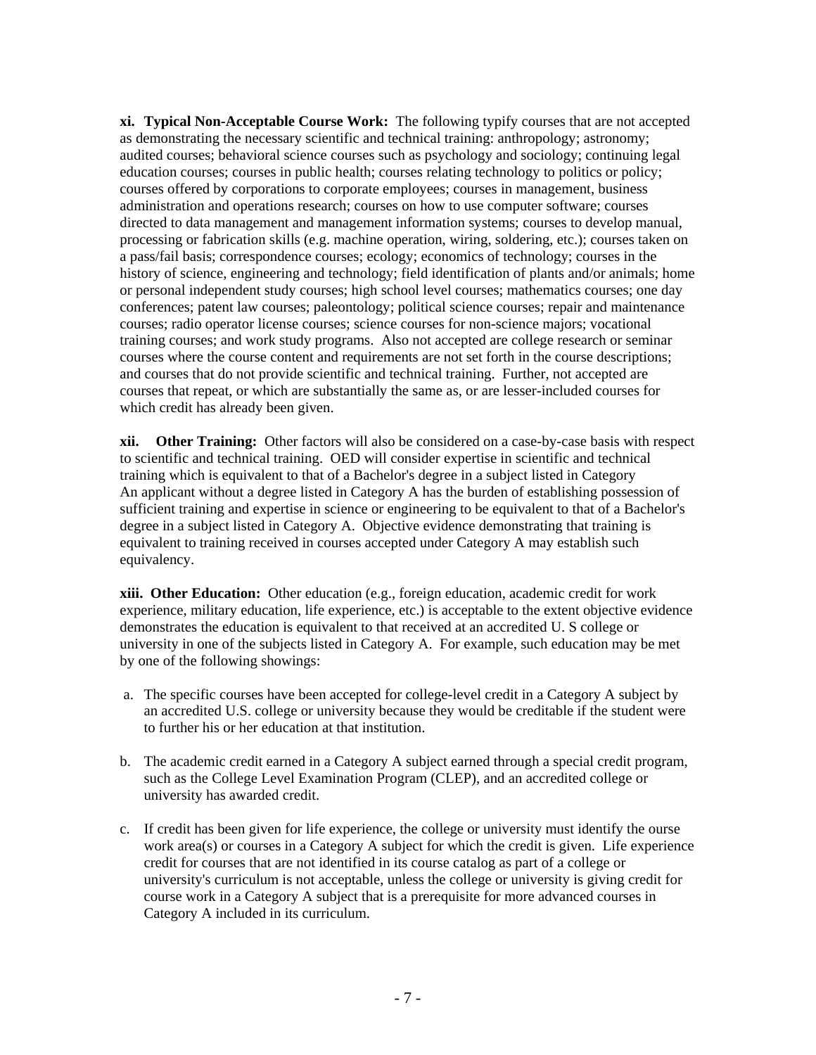**xi. Typical Non-Acceptable Course Work:** The following typify courses that are not accepted as demonstrating the necessary scientific and technical training: anthropology; astronomy; audited courses; behavioral science courses such as psychology and sociology; continuing legal education courses; courses in public health; courses relating technology to politics or policy; courses offered by corporations to corporate employees; courses in management, business administration and operations research; courses on how to use computer software; courses directed to data management and management information systems; courses to develop manual, processing or fabrication skills (e.g. machine operation, wiring, soldering, etc.); courses taken on a pass/fail basis; correspondence courses; ecology; economics of technology; courses in the history of science, engineering and technology; field identification of plants and/or animals; home or personal independent study courses; high school level courses; mathematics courses; one day conferences; patent law courses; paleontology; political science courses; repair and maintenance courses; radio operator license courses; science courses for non-science majors; vocational training courses; and work study programs. Also not accepted are college research or seminar courses where the course content and requirements are not set forth in the course descriptions; and courses that do not provide scientific and technical training. Further, not accepted are courses that repeat, or which are substantially the same as, or are lesser-included courses for which credit has already been given.

**xii. Other Training:** Other factors will also be considered on a case-by-case basis with respect to scientific and technical training. OED will consider expertise in scientific and technical training which is equivalent to that of a Bachelor's degree in a subject listed in Category An applicant without a degree listed in Category A has the burden of establishing possession of sufficient training and expertise in science or engineering to be equivalent to that of a Bachelor's degree in a subject listed in Category A. Objective evidence demonstrating that training is equivalent to training received in courses accepted under Category A may establish such equivalency.

**xiii. Other Education:** Other education (e.g., foreign education, academic credit for work experience, military education, life experience, etc.) is acceptable to the extent objective evidence demonstrates the education is equivalent to that received at an accredited U. S college or university in one of the subjects listed in Category A. For example, such education may be met by one of the following showings:

a. The specific courses have been accepted for college-level credit in a Category A subject by an accredited U.S. college or university because they would be creditable if the student were to further his or her education at that institution.

b. The academic credit earned in a Category A subject earned through a special credit program, such as the College Level Examination Program (CLEP), and an accredited college or university has awarded credit.

c. If credit has been given for life experience, the college or university must identify the ourse work area(s) or courses in a Category A subject for which the credit is given. Life experience credit for courses that are not identified in its course catalog as part of a college or university's curriculum is not acceptable, unless the college or university is giving credit for course work in a Category A subject that is a prerequisite for more advanced courses in Category A included in its curriculum.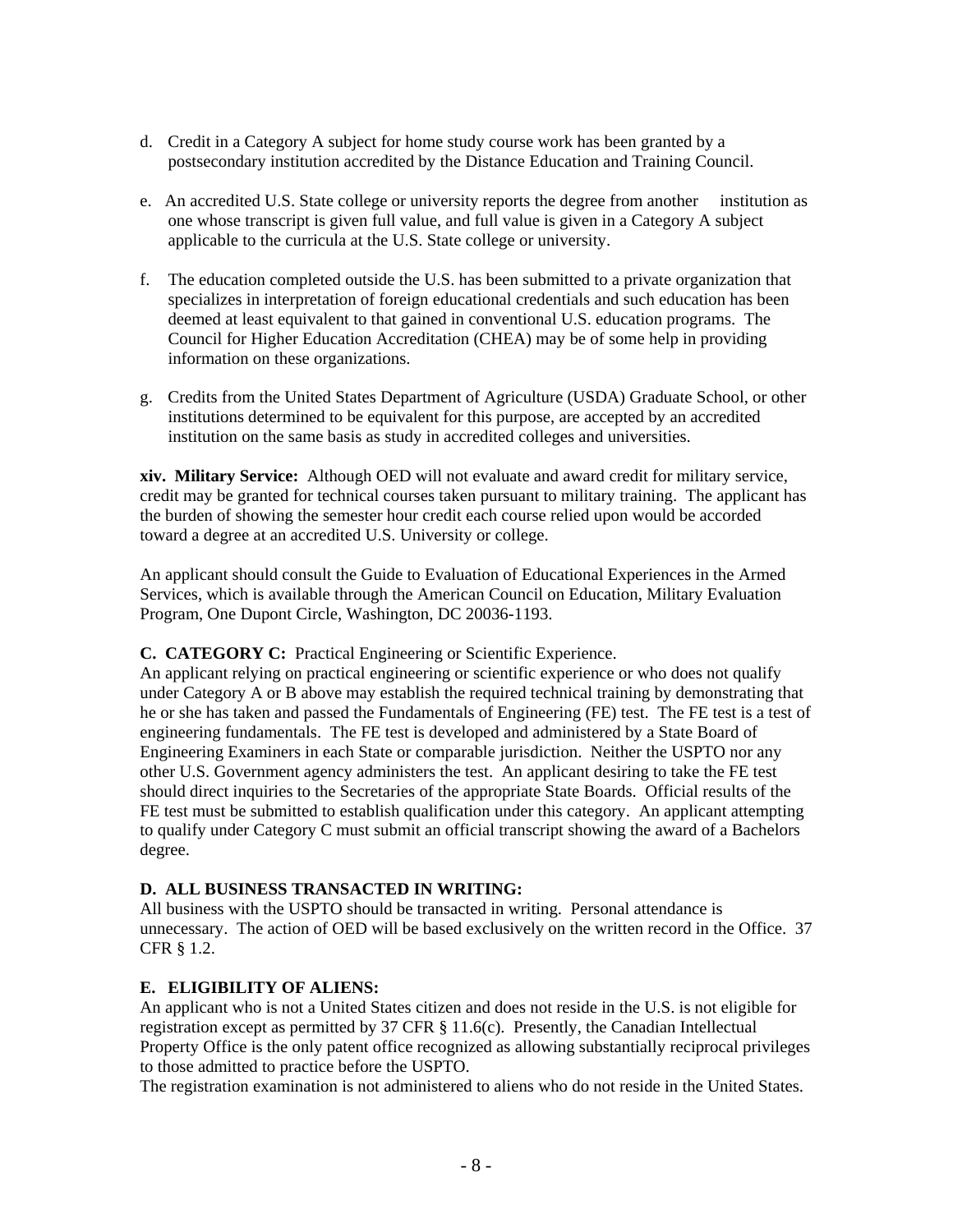d. Credit in a Category A subject for home study course work has been granted by a postsecondary institution accredited by the Distance Education and Training Council.

e. An accredited U.S. State college or university reports the degree from another institution as one whose transcript is given full value, and full value is given in a Category A subject applicable to the curricula at the U.S. State college or university.

f. The education completed outside the U.S. has been submitted to a private organization that specializes in interpretation of foreign educational credentials and such education has been deemed at least equivalent to that gained in conventional U.S. education programs. The Council for Higher Education Accreditation (CHEA) may be of some help in providing information on these organizations.

g. Credits from the United States Department of Agriculture (USDA) Graduate School, or other institutions determined to be equivalent for this purpose, are accepted by an accredited institution on the same basis as study in accredited colleges and universities.

**xiv. Military Service:** Although OED will not evaluate and award credit for military service, credit may be granted for technical courses taken pursuant to military training. The applicant has the burden of showing the semester hour credit each course relied upon would be accorded toward a degree at an accredited U.S. University or college.

An applicant should consult the Guide to Evaluation of Educational Experiences in the Armed Services, which is available through the American Council on Education, Military Evaluation Program, One Dupont Circle, Washington, DC 20036-1193.

**C. CATEGORY C:** Practical Engineering or Scientific Experience.
An applicant relying on practical engineering or scientific experience or who does not qualify under Category A or B above may establish the required technical training by demonstrating that he or she has taken and passed the Fundamentals of Engineering (FE) test. The FE test is a test of engineering fundamentals. The FE test is developed and administered by a State Board of Engineering Examiners in each State or comparable jurisdiction. Neither the USPTO nor any other U.S. Government agency administers the test. An applicant desiring to take the FE test should direct inquiries to the Secretaries of the appropriate State Boards. Official results of the FE test must be submitted to establish qualification under this category. An applicant attempting to qualify under Category C must submit an official transcript showing the award of a Bachelors degree.

**D. ALL BUSINESS TRANSACTED IN WRITING:**
All business with the USPTO should be transacted in writing. Personal attendance is unnecessary. The action of OED will be based exclusively on the written record in the Office. 37 CFR § 1.2.

**E. ELIGIBILITY OF ALIENS:**
An applicant who is not a United States citizen and does not reside in the U.S. is not eligible for registration except as permitted by 37 CFR § 11.6(c). Presently, the Canadian Intellectual Property Office is the only patent office recognized as allowing substantially reciprocal privileges to those admitted to practice before the USPTO.
The registration examination is not administered to aliens who do not reside in the United States.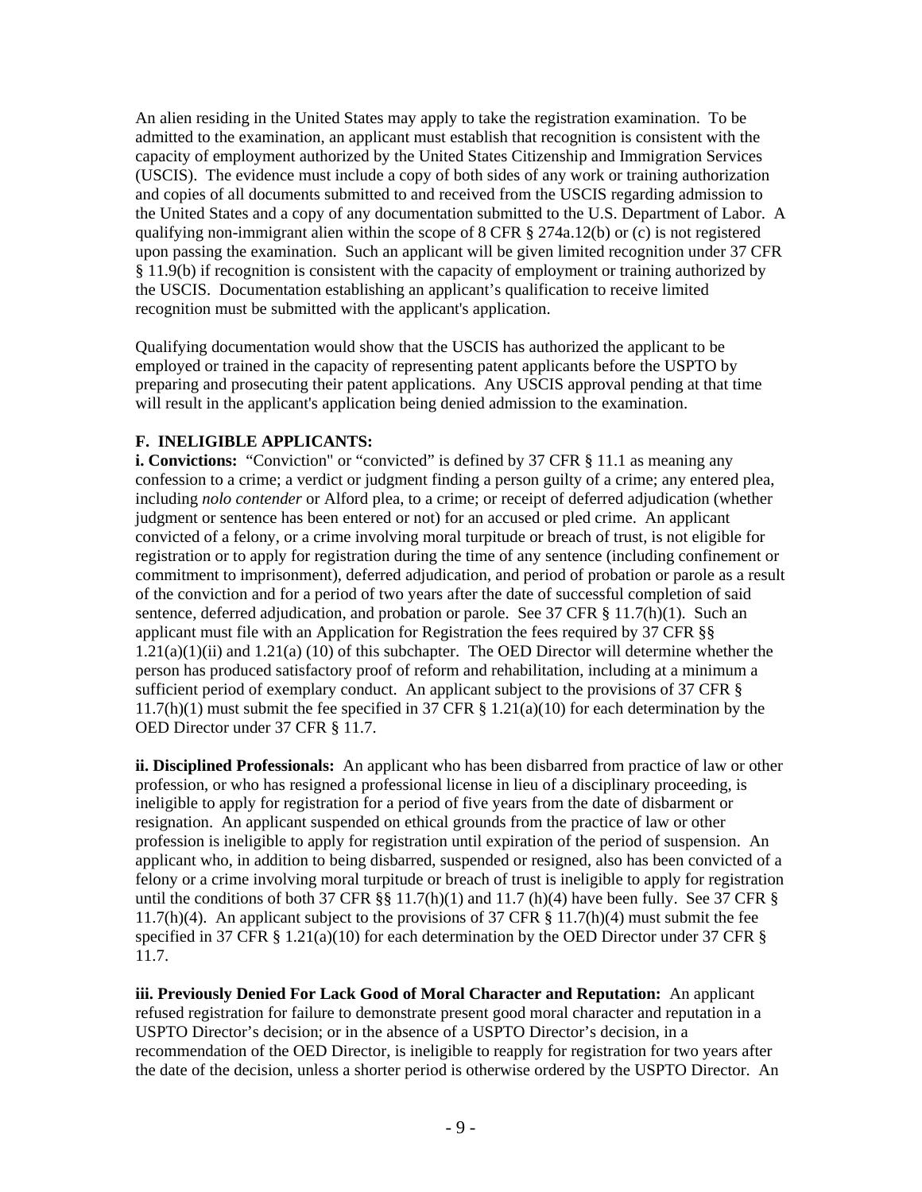An alien residing in the United States may apply to take the registration examination. To be admitted to the examination, an applicant must establish that recognition is consistent with the capacity of employment authorized by the United States Citizenship and Immigration Services (USCIS). The evidence must include a copy of both sides of any work or training authorization and copies of all documents submitted to and received from the USCIS regarding admission to the United States and a copy of any documentation submitted to the U.S. Department of Labor. A qualifying non-immigrant alien within the scope of 8 CFR § 274a.12(b) or (c) is not registered upon passing the examination. Such an applicant will be given limited recognition under 37 CFR § 11.9(b) if recognition is consistent with the capacity of employment or training authorized by the USCIS. Documentation establishing an applicant's qualification to receive limited recognition must be submitted with the applicant's application.

Qualifying documentation would show that the USCIS has authorized the applicant to be employed or trained in the capacity of representing patent applicants before the USPTO by preparing and prosecuting their patent applications. Any USCIS approval pending at that time will result in the applicant's application being denied admission to the examination.

### F. INELIGIBLE APPLICANTS:

**i. Convictions:** "Conviction" or "convicted" is defined by 37 CFR § 11.1 as meaning any confession to a crime; a verdict or judgment finding a person guilty of a crime; any entered plea, including *nolo contender* or Alford plea, to a crime; or receipt of deferred adjudication (whether judgment or sentence has been entered or not) for an accused or pled crime. An applicant convicted of a felony, or a crime involving moral turpitude or breach of trust, is not eligible for registration or to apply for registration during the time of any sentence (including confinement or commitment to imprisonment), deferred adjudication, and period of probation or parole as a result of the conviction and for a period of two years after the date of successful completion of said sentence, deferred adjudication, and probation or parole. See 37 CFR § 11.7(h)(1). Such an applicant must file with an Application for Registration the fees required by 37 CFR §§ 1.21(a)(1)(ii) and 1.21(a) (10) of this subchapter. The OED Director will determine whether the person has produced satisfactory proof of reform and rehabilitation, including at a minimum a sufficient period of exemplary conduct. An applicant subject to the provisions of 37 CFR § 11.7(h)(1) must submit the fee specified in 37 CFR § 1.21(a)(10) for each determination by the OED Director under 37 CFR § 11.7.

**ii. Disciplined Professionals:** An applicant who has been disbarred from practice of law or other profession, or who has resigned a professional license in lieu of a disciplinary proceeding, is ineligible to apply for registration for a period of five years from the date of disbarment or resignation. An applicant suspended on ethical grounds from the practice of law or other profession is ineligible to apply for registration until expiration of the period of suspension. An applicant who, in addition to being disbarred, suspended or resigned, also has been convicted of a felony or a crime involving moral turpitude or breach of trust is ineligible to apply for registration until the conditions of both 37 CFR §§ 11.7(h)(1) and 11.7 (h)(4) have been fully. See 37 CFR § 11.7(h)(4). An applicant subject to the provisions of 37 CFR § 11.7(h)(4) must submit the fee specified in 37 CFR § 1.21(a)(10) for each determination by the OED Director under 37 CFR § 11.7.

**iii. Previously Denied For Lack Good of Moral Character and Reputation:** An applicant refused registration for failure to demonstrate present good moral character and reputation in a USPTO Director's decision; or in the absence of a USPTO Director's decision, in a recommendation of the OED Director, is ineligible to reapply for registration for two years after the date of the decision, unless a shorter period is otherwise ordered by the USPTO Director. An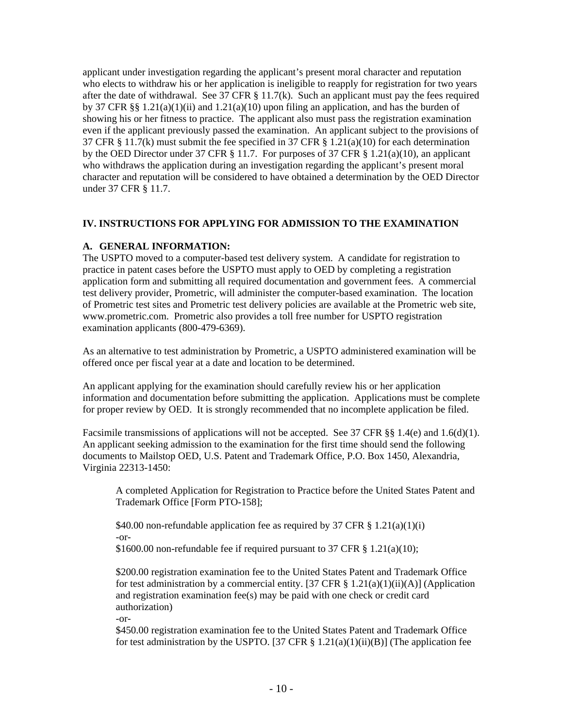applicant under investigation regarding the applicant's present moral character and reputation who elects to withdraw his or her application is ineligible to reapply for registration for two years after the date of withdrawal. See 37 CFR § 11.7(k). Such an applicant must pay the fees required by 37 CFR §§ 1.21(a)(1)(ii) and 1.21(a)(10) upon filing an application, and has the burden of showing his or her fitness to practice. The applicant also must pass the registration examination even if the applicant previously passed the examination. An applicant subject to the provisions of 37 CFR § 11.7(k) must submit the fee specified in 37 CFR § 1.21(a)(10) for each determination by the OED Director under 37 CFR § 11.7. For purposes of 37 CFR § 1.21(a)(10), an applicant who withdraws the application during an investigation regarding the applicant's present moral character and reputation will be considered to have obtained a determination by the OED Director under 37 CFR § 11.7.

## IV. INSTRUCTIONS FOR APPLYING FOR ADMISSION TO THE EXAMINATION

### A. GENERAL INFORMATION:

The USPTO moved to a computer-based test delivery system. A candidate for registration to practice in patent cases before the USPTO must apply to OED by completing a registration application form and submitting all required documentation and government fees. A commercial test delivery provider, Prometric, will administer the computer-based examination. The location of Prometric test sites and Prometric test delivery policies are available at the Prometric web site, www.prometric.com. Prometric also provides a toll free number for USPTO registration examination applicants (800-479-6369).

As an alternative to test administration by Prometric, a USPTO administered examination will be offered once per fiscal year at a date and location to be determined.

An applicant applying for the examination should carefully review his or her application information and documentation before submitting the application. Applications must be complete for proper review by OED. It is strongly recommended that no incomplete application be filed.

Facsimile transmissions of applications will not be accepted. See 37 CFR §§ 1.4(e) and 1.6(d)(1). An applicant seeking admission to the examination for the first time should send the following documents to Mailstop OED, U.S. Patent and Trademark Office, P.O. Box 1450, Alexandria, Virginia 22313-1450:

> A completed Application for Registration to Practice before the United States Patent and Trademark Office [Form PTO-158];
>
> $40.00 non-refundable application fee as required by 37 CFR § 1.21(a)(1)(i)
> -or-
> $1600.00 non-refundable fee if required pursuant to 37 CFR § 1.21(a)(10);
>
> $200.00 registration examination fee to the United States Patent and Trademark Office for test administration by a commercial entity. [37 CFR § 1.21(a)(1)(ii)(A)] (Application and registration examination fee(s) may be paid with one check or credit card authorization)
> -or-
> $450.00 registration examination fee to the United States Patent and Trademark Office for test administration by the USPTO. [37 CFR § 1.21(a)(1)(ii)(B)] (The application fee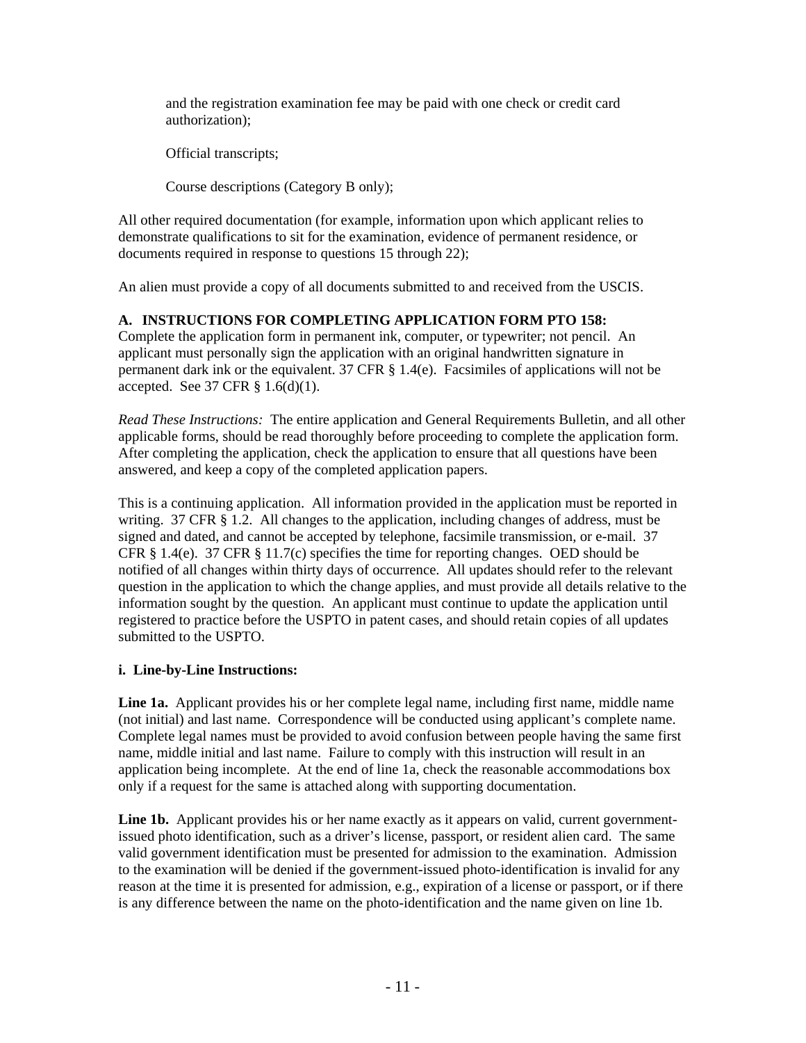and the registration examination fee may be paid with one check or credit card authorization);

Official transcripts;

Course descriptions (Category B only);

All other required documentation (for example, information upon which applicant relies to demonstrate qualifications to sit for the examination, evidence of permanent residence, or documents required in response to questions 15 through 22);

An alien must provide a copy of all documents submitted to and received from the USCIS.

**A. INSTRUCTIONS FOR COMPLETING APPLICATION FORM PTO 158:**
Complete the application form in permanent ink, computer, or typewriter; not pencil. An applicant must personally sign the application with an original handwritten signature in permanent dark ink or the equivalent. 37 CFR § 1.4(e). Facsimiles of applications will not be accepted. See 37 CFR § 1.6(d)(1).

*Read These Instructions:* The entire application and General Requirements Bulletin, and all other applicable forms, should be read thoroughly before proceeding to complete the application form. After completing the application, check the application to ensure that all questions have been answered, and keep a copy of the completed application papers.

This is a continuing application. All information provided in the application must be reported in writing. 37 CFR § 1.2. All changes to the application, including changes of address, must be signed and dated, and cannot be accepted by telephone, facsimile transmission, or e-mail. 37 CFR § 1.4(e). 37 CFR § 11.7(c) specifies the time for reporting changes. OED should be notified of all changes within thirty days of occurrence. All updates should refer to the relevant question in the application to which the change applies, and must provide all details relative to the information sought by the question. An applicant must continue to update the application until registered to practice before the USPTO in patent cases, and should retain copies of all updates submitted to the USPTO.

**i. Line-by-Line Instructions:**

**Line 1a.** Applicant provides his or her complete legal name, including first name, middle name (not initial) and last name. Correspondence will be conducted using applicant's complete name. Complete legal names must be provided to avoid confusion between people having the same first name, middle initial and last name. Failure to comply with this instruction will result in an application being incomplete. At the end of line 1a, check the reasonable accommodations box only if a request for the same is attached along with supporting documentation.

**Line 1b.** Applicant provides his or her name exactly as it appears on valid, current government-issued photo identification, such as a driver's license, passport, or resident alien card. The same valid government identification must be presented for admission to the examination. Admission to the examination will be denied if the government-issued photo-identification is invalid for any reason at the time it is presented for admission, e.g., expiration of a license or passport, or if there is any difference between the name on the photo-identification and the name given on line 1b.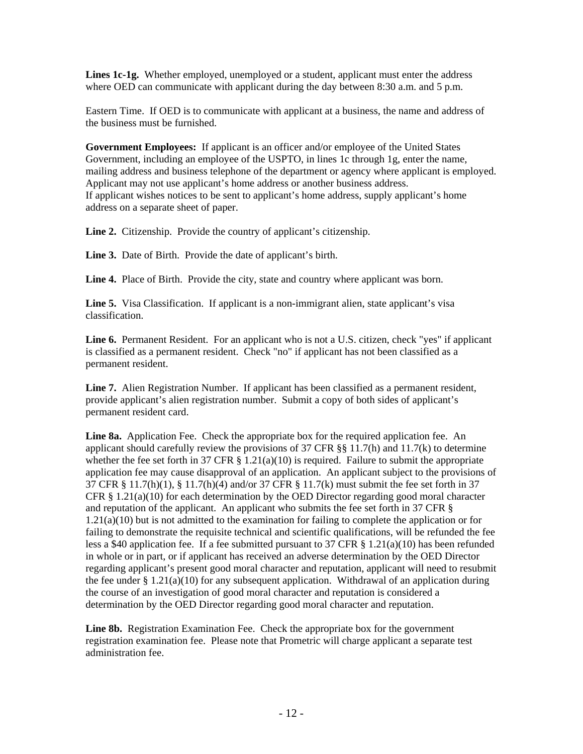**Lines 1c-1g.** Whether employed, unemployed or a student, applicant must enter the address where OED can communicate with applicant during the day between 8:30 a.m. and 5 p.m.

Eastern Time. If OED is to communicate with applicant at a business, the name and address of the business must be furnished.

**Government Employees:** If applicant is an officer and/or employee of the United States Government, including an employee of the USPTO, in lines 1c through 1g, enter the name, mailing address and business telephone of the department or agency where applicant is employed. Applicant may not use applicant's home address or another business address.
If applicant wishes notices to be sent to applicant's home address, supply applicant's home address on a separate sheet of paper.

**Line 2.** Citizenship. Provide the country of applicant's citizenship.

**Line 3.** Date of Birth. Provide the date of applicant's birth.

**Line 4.** Place of Birth. Provide the city, state and country where applicant was born.

**Line 5.** Visa Classification. If applicant is a non-immigrant alien, state applicant's visa classification.

**Line 6.** Permanent Resident. For an applicant who is not a U.S. citizen, check "yes" if applicant is classified as a permanent resident. Check "no" if applicant has not been classified as a permanent resident.

**Line 7.** Alien Registration Number. If applicant has been classified as a permanent resident, provide applicant's alien registration number. Submit a copy of both sides of applicant's permanent resident card.

**Line 8a.** Application Fee. Check the appropriate box for the required application fee. An applicant should carefully review the provisions of 37 CFR §§ 11.7(h) and 11.7(k) to determine whether the fee set forth in 37 CFR § 1.21(a)(10) is required. Failure to submit the appropriate application fee may cause disapproval of an application. An applicant subject to the provisions of 37 CFR § 11.7(h)(1), § 11.7(h)(4) and/or 37 CFR § 11.7(k) must submit the fee set forth in 37 CFR § 1.21(a)(10) for each determination by the OED Director regarding good moral character and reputation of the applicant. An applicant who submits the fee set forth in 37 CFR § 1.21(a)(10) but is not admitted to the examination for failing to complete the application or for failing to demonstrate the requisite technical and scientific qualifications, will be refunded the fee less a $40 application fee. If a fee submitted pursuant to 37 CFR § 1.21(a)(10) has been refunded in whole or in part, or if applicant has received an adverse determination by the OED Director regarding applicant's present good moral character and reputation, applicant will need to resubmit the fee under § 1.21(a)(10) for any subsequent application. Withdrawal of an application during the course of an investigation of good moral character and reputation is considered a determination by the OED Director regarding good moral character and reputation.

**Line 8b.** Registration Examination Fee. Check the appropriate box for the government registration examination fee. Please note that Prometric will charge applicant a separate test administration fee.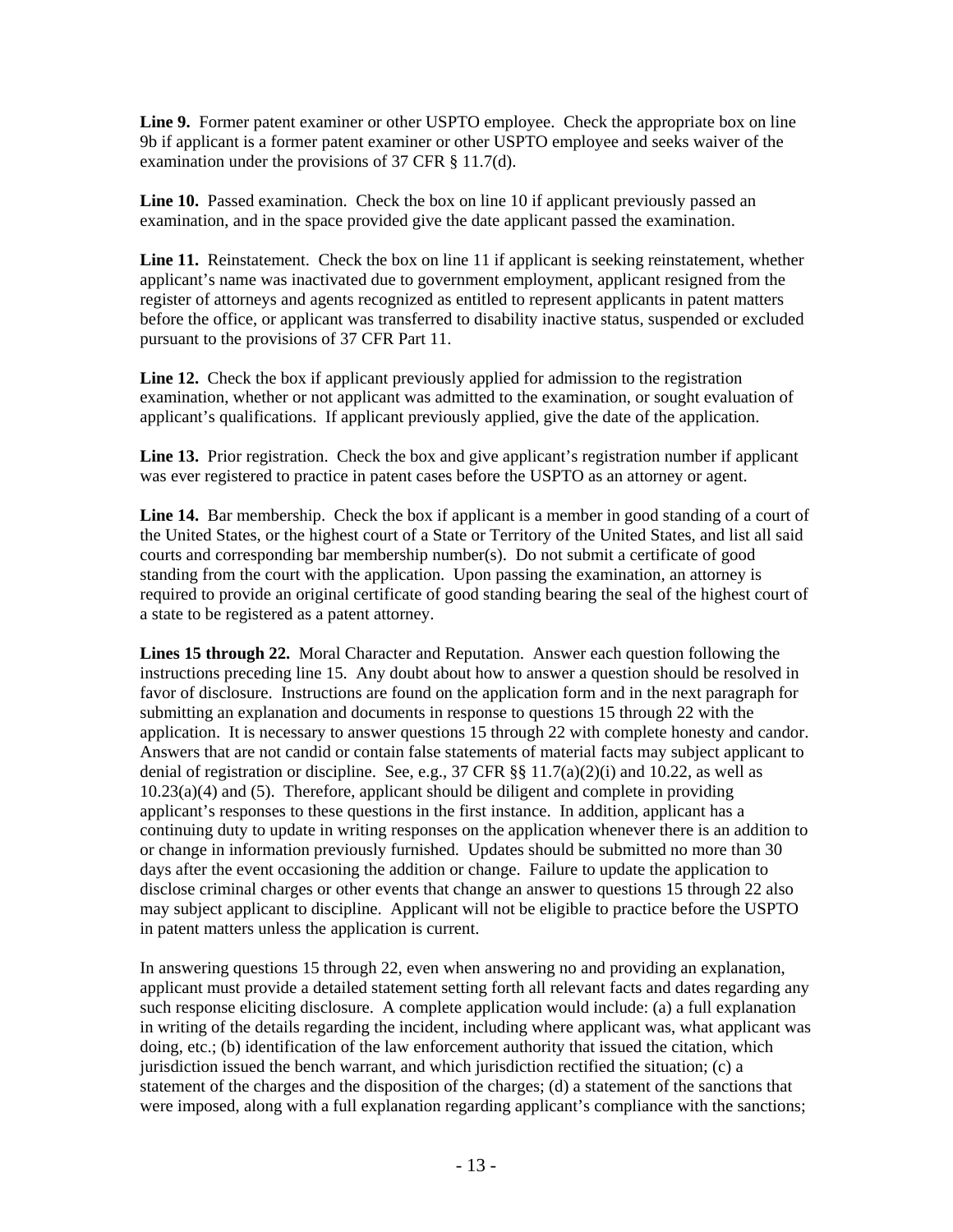**Line 9.** Former patent examiner or other USPTO employee. Check the appropriate box on line 9b if applicant is a former patent examiner or other USPTO employee and seeks waiver of the examination under the provisions of 37 CFR § 11.7(d).

**Line 10.** Passed examination. Check the box on line 10 if applicant previously passed an examination, and in the space provided give the date applicant passed the examination.

**Line 11.** Reinstatement. Check the box on line 11 if applicant is seeking reinstatement, whether applicant's name was inactivated due to government employment, applicant resigned from the register of attorneys and agents recognized as entitled to represent applicants in patent matters before the office, or applicant was transferred to disability inactive status, suspended or excluded pursuant to the provisions of 37 CFR Part 11.

**Line 12.** Check the box if applicant previously applied for admission to the registration examination, whether or not applicant was admitted to the examination, or sought evaluation of applicant's qualifications. If applicant previously applied, give the date of the application.

**Line 13.** Prior registration. Check the box and give applicant's registration number if applicant was ever registered to practice in patent cases before the USPTO as an attorney or agent.

**Line 14.** Bar membership. Check the box if applicant is a member in good standing of a court of the United States, or the highest court of a State or Territory of the United States, and list all said courts and corresponding bar membership number(s). Do not submit a certificate of good standing from the court with the application. Upon passing the examination, an attorney is required to provide an original certificate of good standing bearing the seal of the highest court of a state to be registered as a patent attorney.

**Lines 15 through 22.** Moral Character and Reputation. Answer each question following the instructions preceding line 15. Any doubt about how to answer a question should be resolved in favor of disclosure. Instructions are found on the application form and in the next paragraph for submitting an explanation and documents in response to questions 15 through 22 with the application. It is necessary to answer questions 15 through 22 with complete honesty and candor. Answers that are not candid or contain false statements of material facts may subject applicant to denial of registration or discipline. See, e.g., 37 CFR §§ 11.7(a)(2)(i) and 10.22, as well as 10.23(a)(4) and (5). Therefore, applicant should be diligent and complete in providing applicant's responses to these questions in the first instance. In addition, applicant has a continuing duty to update in writing responses on the application whenever there is an addition to or change in information previously furnished. Updates should be submitted no more than 30 days after the event occasioning the addition or change. Failure to update the application to disclose criminal charges or other events that change an answer to questions 15 through 22 also may subject applicant to discipline. Applicant will not be eligible to practice before the USPTO in patent matters unless the application is current.

In answering questions 15 through 22, even when answering no and providing an explanation, applicant must provide a detailed statement setting forth all relevant facts and dates regarding any such response eliciting disclosure. A complete application would include: (a) a full explanation in writing of the details regarding the incident, including where applicant was, what applicant was doing, etc.; (b) identification of the law enforcement authority that issued the citation, which jurisdiction issued the bench warrant, and which jurisdiction rectified the situation; (c) a statement of the charges and the disposition of the charges; (d) a statement of the sanctions that were imposed, along with a full explanation regarding applicant's compliance with the sanctions;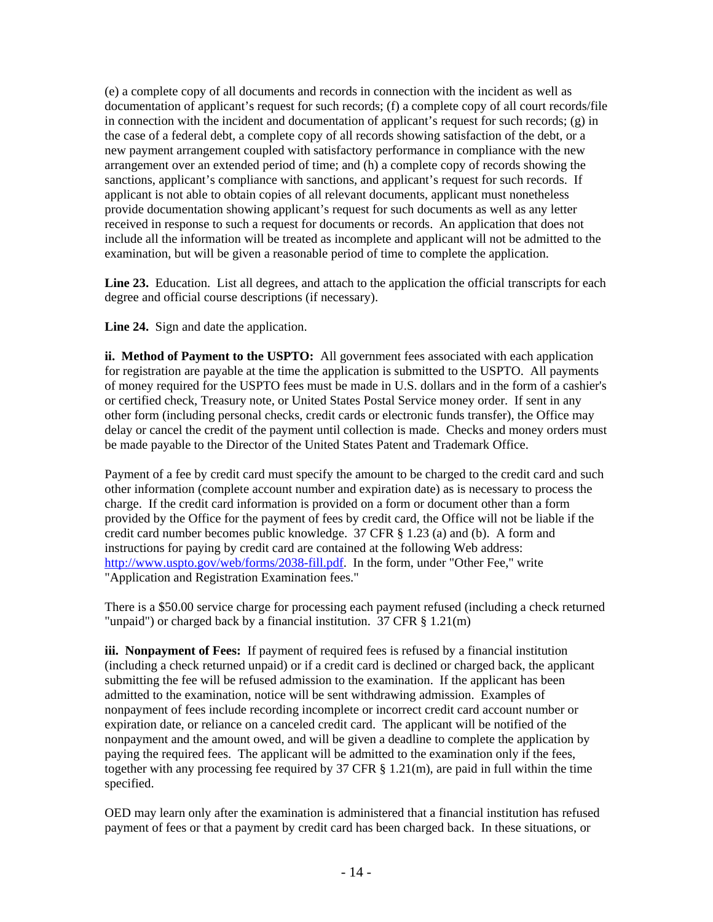(e) a complete copy of all documents and records in connection with the incident as well as documentation of applicant's request for such records; (f) a complete copy of all court records/file in connection with the incident and documentation of applicant's request for such records; (g) in the case of a federal debt, a complete copy of all records showing satisfaction of the debt, or a new payment arrangement coupled with satisfactory performance in compliance with the new arrangement over an extended period of time; and (h) a complete copy of records showing the sanctions, applicant's compliance with sanctions, and applicant's request for such records. If applicant is not able to obtain copies of all relevant documents, applicant must nonetheless provide documentation showing applicant's request for such documents as well as any letter received in response to such a request for documents or records. An application that does not include all the information will be treated as incomplete and applicant will not be admitted to the examination, but will be given a reasonable period of time to complete the application.

**Line 23.** Education. List all degrees, and attach to the application the official transcripts for each degree and official course descriptions (if necessary).

**Line 24.** Sign and date the application.

**ii. Method of Payment to the USPTO:** All government fees associated with each application for registration are payable at the time the application is submitted to the USPTO. All payments of money required for the USPTO fees must be made in U.S. dollars and in the form of a cashier's or certified check, Treasury note, or United States Postal Service money order. If sent in any other form (including personal checks, credit cards or electronic funds transfer), the Office may delay or cancel the credit of the payment until collection is made. Checks and money orders must be made payable to the Director of the United States Patent and Trademark Office.

Payment of a fee by credit card must specify the amount to be charged to the credit card and such other information (complete account number and expiration date) as is necessary to process the charge. If the credit card information is provided on a form or document other than a form provided by the Office for the payment of fees by credit card, the Office will not be liable if the credit card number becomes public knowledge. 37 CFR § 1.23 (a) and (b). A form and instructions for paying by credit card are contained at the following Web address: http://www.uspto.gov/web/forms/2038-fill.pdf. In the form, under "Other Fee," write "Application and Registration Examination fees."

There is a $50.00 service charge for processing each payment refused (including a check returned "unpaid") or charged back by a financial institution. 37 CFR § 1.21(m)

**iii. Nonpayment of Fees:** If payment of required fees is refused by a financial institution (including a check returned unpaid) or if a credit card is declined or charged back, the applicant submitting the fee will be refused admission to the examination. If the applicant has been admitted to the examination, notice will be sent withdrawing admission. Examples of nonpayment of fees include recording incomplete or incorrect credit card account number or expiration date, or reliance on a canceled credit card. The applicant will be notified of the nonpayment and the amount owed, and will be given a deadline to complete the application by paying the required fees. The applicant will be admitted to the examination only if the fees, together with any processing fee required by 37 CFR § 1.21(m), are paid in full within the time specified.

OED may learn only after the examination is administered that a financial institution has refused payment of fees or that a payment by credit card has been charged back. In these situations, or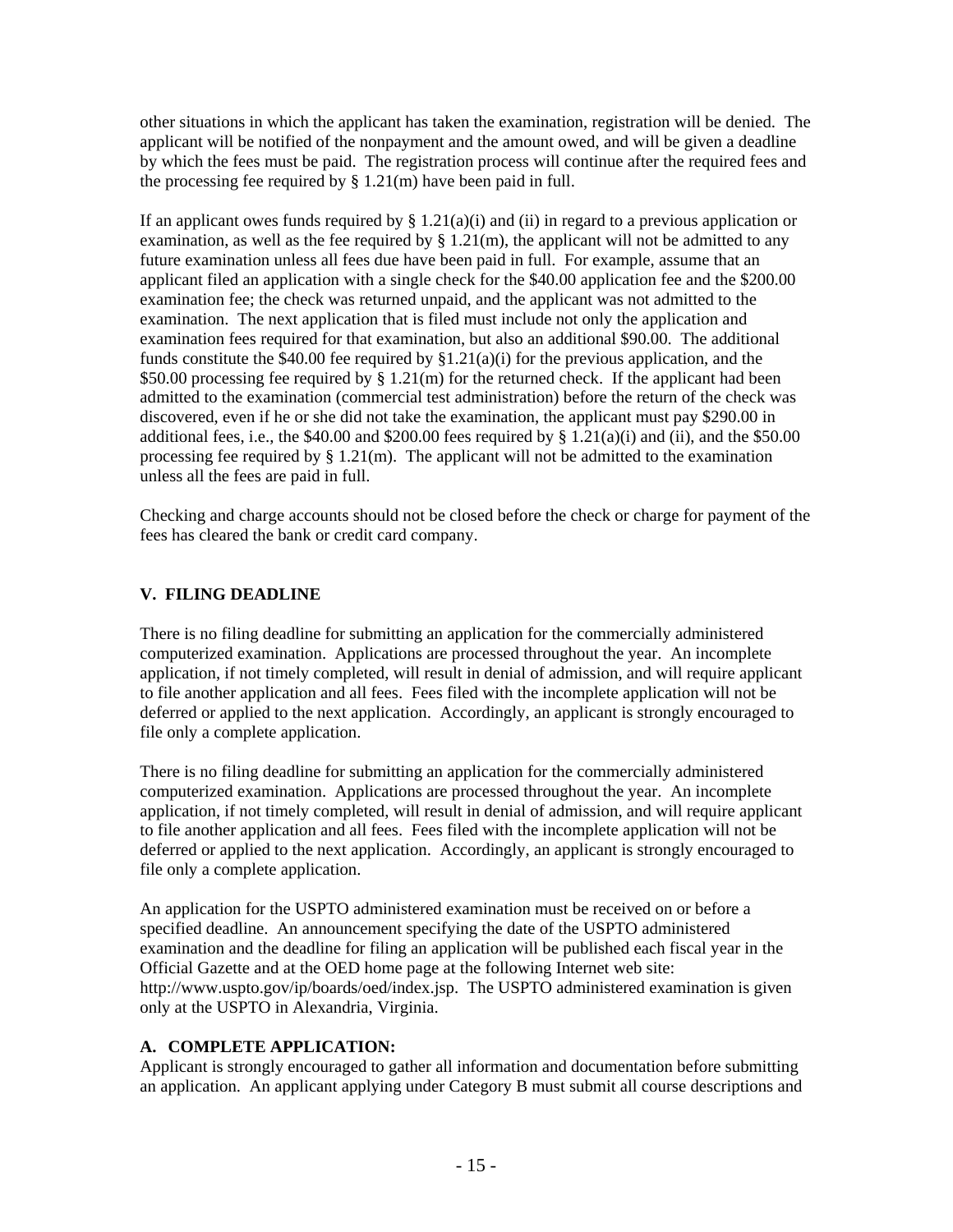other situations in which the applicant has taken the examination, registration will be denied. The applicant will be notified of the nonpayment and the amount owed, and will be given a deadline by which the fees must be paid. The registration process will continue after the required fees and the processing fee required by § 1.21(m) have been paid in full.

If an applicant owes funds required by § 1.21(a)(i) and (ii) in regard to a previous application or examination, as well as the fee required by § 1.21(m), the applicant will not be admitted to any future examination unless all fees due have been paid in full. For example, assume that an applicant filed an application with a single check for the $40.00 application fee and the $200.00 examination fee; the check was returned unpaid, and the applicant was not admitted to the examination. The next application that is filed must include not only the application and examination fees required for that examination, but also an additional $90.00. The additional funds constitute the $40.00 fee required by §1.21(a)(i) for the previous application, and the $50.00 processing fee required by § 1.21(m) for the returned check. If the applicant had been admitted to the examination (commercial test administration) before the return of the check was discovered, even if he or she did not take the examination, the applicant must pay $290.00 in additional fees, i.e., the $40.00 and $200.00 fees required by § 1.21(a)(i) and (ii), and the $50.00 processing fee required by § 1.21(m). The applicant will not be admitted to the examination unless all the fees are paid in full.

Checking and charge accounts should not be closed before the check or charge for payment of the fees has cleared the bank or credit card company.

## V. FILING DEADLINE

There is no filing deadline for submitting an application for the commercially administered computerized examination. Applications are processed throughout the year. An incomplete application, if not timely completed, will result in denial of admission, and will require applicant to file another application and all fees. Fees filed with the incomplete application will not be deferred or applied to the next application. Accordingly, an applicant is strongly encouraged to file only a complete application.

There is no filing deadline for submitting an application for the commercially administered computerized examination. Applications are processed throughout the year. An incomplete application, if not timely completed, will result in denial of admission, and will require applicant to file another application and all fees. Fees filed with the incomplete application will not be deferred or applied to the next application. Accordingly, an applicant is strongly encouraged to file only a complete application.

An application for the USPTO administered examination must be received on or before a specified deadline. An announcement specifying the date of the USPTO administered examination and the deadline for filing an application will be published each fiscal year in the Official Gazette and at the OED home page at the following Internet web site: http://www.uspto.gov/ip/boards/oed/index.jsp. The USPTO administered examination is given only at the USPTO in Alexandria, Virginia.

### A. COMPLETE APPLICATION:

Applicant is strongly encouraged to gather all information and documentation before submitting an application. An applicant applying under Category B must submit all course descriptions and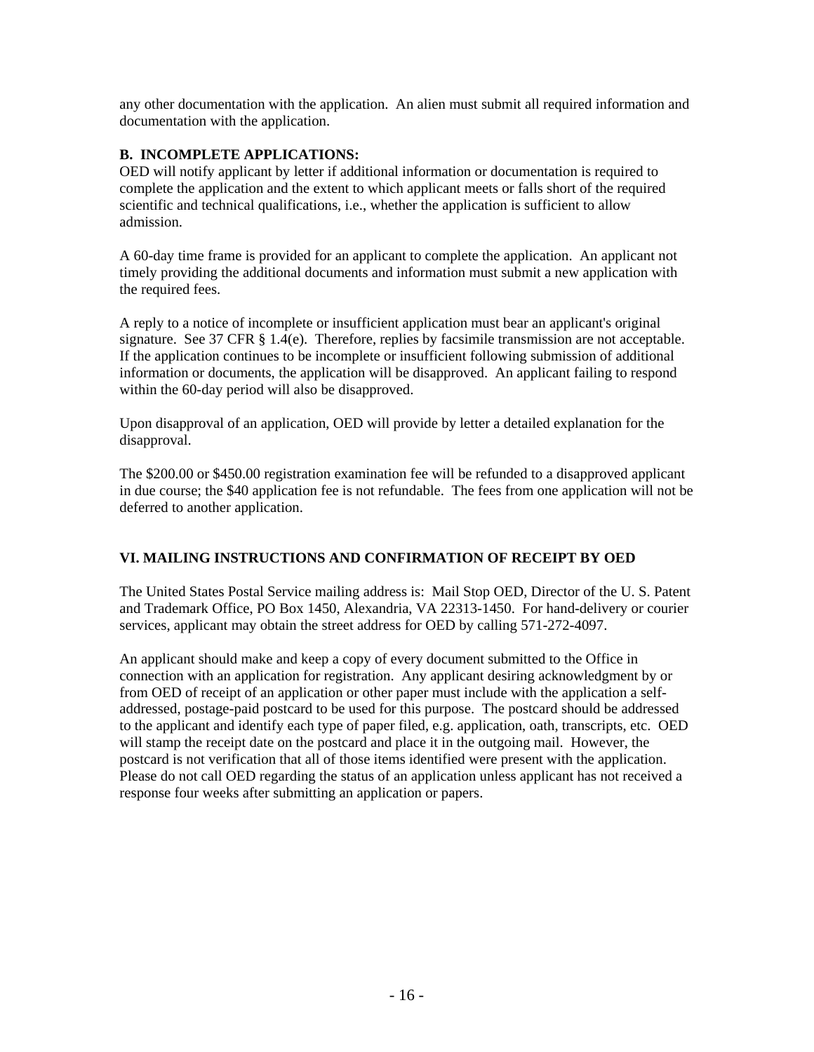any other documentation with the application. An alien must submit all required information and documentation with the application.

**B. INCOMPLETE APPLICATIONS:**

OED will notify applicant by letter if additional information or documentation is required to complete the application and the extent to which applicant meets or falls short of the required scientific and technical qualifications, i.e., whether the application is sufficient to allow admission.

A 60-day time frame is provided for an applicant to complete the application. An applicant not timely providing the additional documents and information must submit a new application with the required fees.

A reply to a notice of incomplete or insufficient application must bear an applicant's original signature. See 37 CFR § 1.4(e). Therefore, replies by facsimile transmission are not acceptable. If the application continues to be incomplete or insufficient following submission of additional information or documents, the application will be disapproved. An applicant failing to respond within the 60-day period will also be disapproved.

Upon disapproval of an application, OED will provide by letter a detailed explanation for the disapproval.

The $200.00 or $450.00 registration examination fee will be refunded to a disapproved applicant in due course; the $40 application fee is not refundable. The fees from one application will not be deferred to another application.

## VI. MAILING INSTRUCTIONS AND CONFIRMATION OF RECEIPT BY OED

The United States Postal Service mailing address is: Mail Stop OED, Director of the U. S. Patent and Trademark Office, PO Box 1450, Alexandria, VA 22313-1450. For hand-delivery or courier services, applicant may obtain the street address for OED by calling 571-272-4097.

An applicant should make and keep a copy of every document submitted to the Office in connection with an application for registration. Any applicant desiring acknowledgment by or from OED of receipt of an application or other paper must include with the application a self-addressed, postage-paid postcard to be used for this purpose. The postcard should be addressed to the applicant and identify each type of paper filed, e.g. application, oath, transcripts, etc. OED will stamp the receipt date on the postcard and place it in the outgoing mail. However, the postcard is not verification that all of those items identified were present with the application. Please do not call OED regarding the status of an application unless applicant has not received a response four weeks after submitting an application or papers.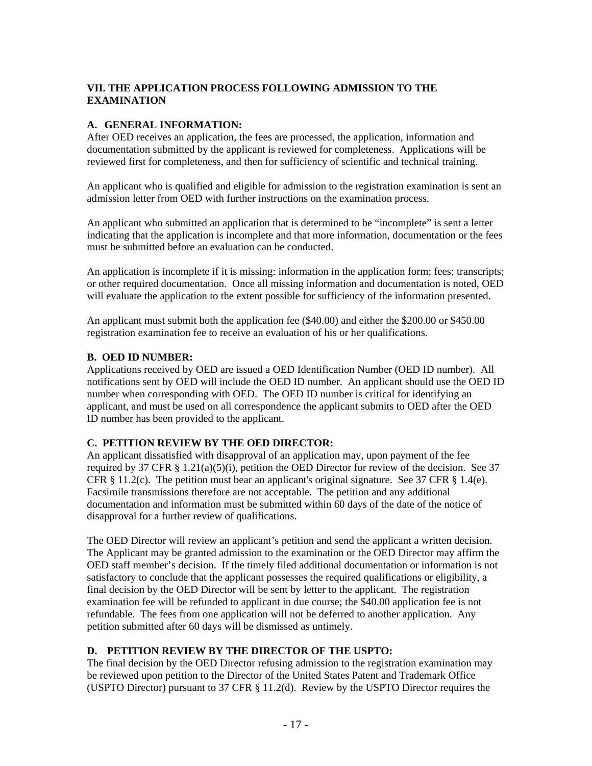## VII. THE APPLICATION PROCESS FOLLOWING ADMISSION TO THE EXAMINATION

### A. GENERAL INFORMATION:

After OED receives an application, the fees are processed, the application, information and documentation submitted by the applicant is reviewed for completeness. Applications will be reviewed first for completeness, and then for sufficiency of scientific and technical training.

An applicant who is qualified and eligible for admission to the registration examination is sent an admission letter from OED with further instructions on the examination process.

An applicant who submitted an application that is determined to be "incomplete" is sent a letter indicating that the application is incomplete and that more information, documentation or the fees must be submitted before an evaluation can be conducted.

An application is incomplete if it is missing: information in the application form; fees; transcripts; or other required documentation. Once all missing information and documentation is noted, OED will evaluate the application to the extent possible for sufficiency of the information presented.

An applicant must submit both the application fee ($40.00) and either the $200.00 or $450.00 registration examination fee to receive an evaluation of his or her qualifications.

### B. OED ID NUMBER:

Applications received by OED are issued a OED Identification Number (OED ID number). All notifications sent by OED will include the OED ID number. An applicant should use the OED ID number when corresponding with OED. The OED ID number is critical for identifying an applicant, and must be used on all correspondence the applicant submits to OED after the OED ID number has been provided to the applicant.

### C. PETITION REVIEW BY THE OED DIRECTOR:

An applicant dissatisfied with disapproval of an application may, upon payment of the fee required by 37 CFR § 1.21(a)(5)(i), petition the OED Director for review of the decision. See 37 CFR § 11.2(c). The petition must bear an applicant's original signature. See 37 CFR § 1.4(e). Facsimile transmissions therefore are not acceptable. The petition and any additional documentation and information must be submitted within 60 days of the date of the notice of disapproval for a further review of qualifications.

The OED Director will review an applicant's petition and send the applicant a written decision. The Applicant may be granted admission to the examination or the OED Director may affirm the OED staff member's decision. If the timely filed additional documentation or information is not satisfactory to conclude that the applicant possesses the required qualifications or eligibility, a final decision by the OED Director will be sent by letter to the applicant. The registration examination fee will be refunded to applicant in due course; the $40.00 application fee is not refundable. The fees from one application will not be deferred to another application. Any petition submitted after 60 days will be dismissed as untimely.

### D. PETITION REVIEW BY THE DIRECTOR OF THE USPTO:

The final decision by the OED Director refusing admission to the registration examination may be reviewed upon petition to the Director of the United States Patent and Trademark Office (USPTO Director) pursuant to 37 CFR § 11.2(d). Review by the USPTO Director requires the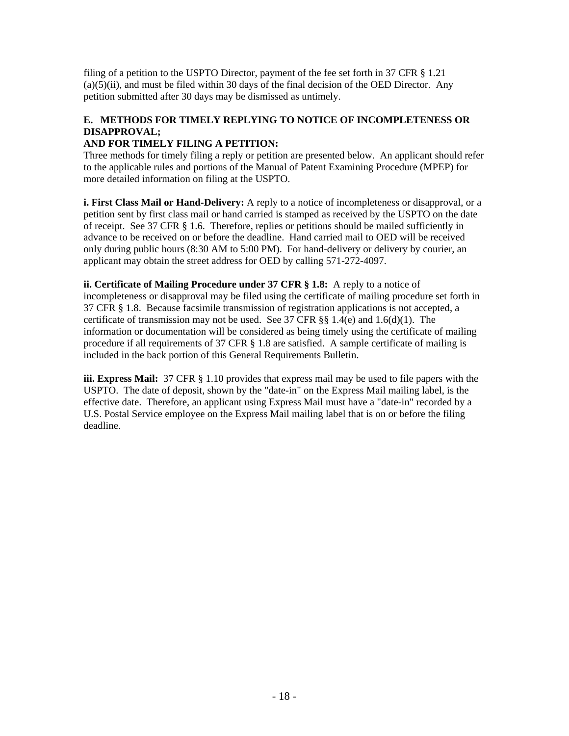filing of a petition to the USPTO Director, payment of the fee set forth in 37 CFR § 1.21 (a)(5)(ii), and must be filed within 30 days of the final decision of the OED Director. Any petition submitted after 30 days may be dismissed as untimely.

**E. METHODS FOR TIMELY REPLYING TO NOTICE OF INCOMPLETENESS OR DISAPPROVAL;**
**AND FOR TIMELY FILING A PETITION:**

Three methods for timely filing a reply or petition are presented below. An applicant should refer to the applicable rules and portions of the Manual of Patent Examining Procedure (MPEP) for more detailed information on filing at the USPTO.

**i. First Class Mail or Hand-Delivery:** A reply to a notice of incompleteness or disapproval, or a petition sent by first class mail or hand carried is stamped as received by the USPTO on the date of receipt. See 37 CFR § 1.6. Therefore, replies or petitions should be mailed sufficiently in advance to be received on or before the deadline. Hand carried mail to OED will be received only during public hours (8:30 AM to 5:00 PM). For hand-delivery or delivery by courier, an applicant may obtain the street address for OED by calling 571-272-4097.

**ii. Certificate of Mailing Procedure under 37 CFR § 1.8:** A reply to a notice of incompleteness or disapproval may be filed using the certificate of mailing procedure set forth in 37 CFR § 1.8. Because facsimile transmission of registration applications is not accepted, a certificate of transmission may not be used. See 37 CFR §§ 1.4(e) and 1.6(d)(1). The information or documentation will be considered as being timely using the certificate of mailing procedure if all requirements of 37 CFR § 1.8 are satisfied. A sample certificate of mailing is included in the back portion of this General Requirements Bulletin.

**iii. Express Mail:** 37 CFR § 1.10 provides that express mail may be used to file papers with the USPTO. The date of deposit, shown by the "date-in" on the Express Mail mailing label, is the effective date. Therefore, an applicant using Express Mail must have a "date-in" recorded by a U.S. Postal Service employee on the Express Mail mailing label that is on or before the filing deadline.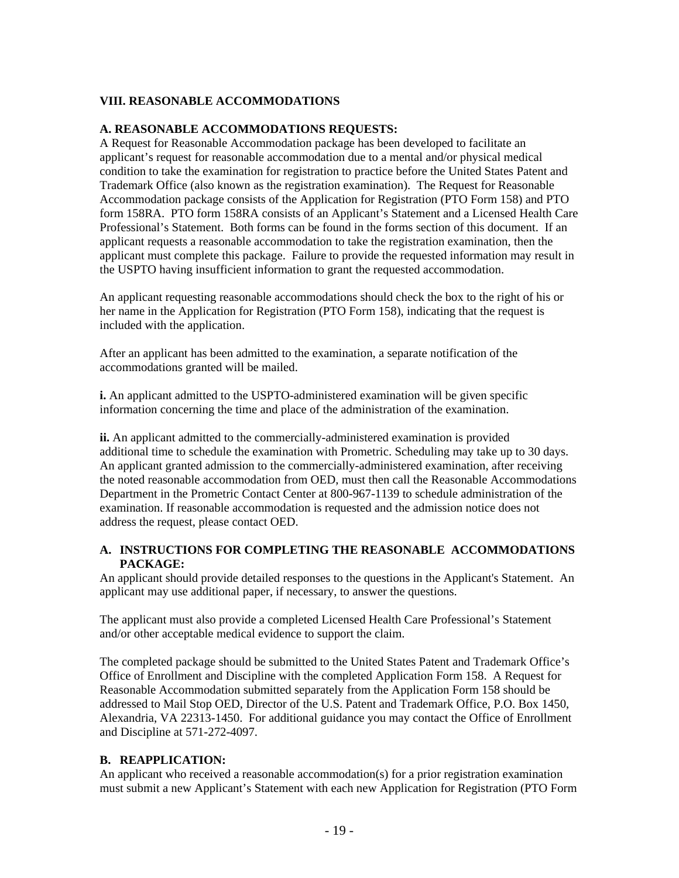## VIII. REASONABLE ACCOMMODATIONS

### A. REASONABLE ACCOMMODATIONS REQUESTS:

A Request for Reasonable Accommodation package has been developed to facilitate an applicant's request for reasonable accommodation due to a mental and/or physical medical condition to take the examination for registration to practice before the United States Patent and Trademark Office (also known as the registration examination). The Request for Reasonable Accommodation package consists of the Application for Registration (PTO Form 158) and PTO form 158RA. PTO form 158RA consists of an Applicant's Statement and a Licensed Health Care Professional's Statement. Both forms can be found in the forms section of this document. If an applicant requests a reasonable accommodation to take the registration examination, then the applicant must complete this package. Failure to provide the requested information may result in the USPTO having insufficient information to grant the requested accommodation.

An applicant requesting reasonable accommodations should check the box to the right of his or her name in the Application for Registration (PTO Form 158), indicating that the request is included with the application.

After an applicant has been admitted to the examination, a separate notification of the accommodations granted will be mailed.

**i.** An applicant admitted to the USPTO-administered examination will be given specific information concerning the time and place of the administration of the examination.

**ii.** An applicant admitted to the commercially-administered examination is provided additional time to schedule the examination with Prometric. Scheduling may take up to 30 days. An applicant granted admission to the commercially-administered examination, after receiving the noted reasonable accommodation from OED, must then call the Reasonable Accommodations Department in the Prometric Contact Center at 800-967-1139 to schedule administration of the examination. If reasonable accommodation is requested and the admission notice does not address the request, please contact OED.

### A. INSTRUCTIONS FOR COMPLETING THE REASONABLE ACCOMMODATIONS PACKAGE:

An applicant should provide detailed responses to the questions in the Applicant's Statement. An applicant may use additional paper, if necessary, to answer the questions.

The applicant must also provide a completed Licensed Health Care Professional's Statement and/or other acceptable medical evidence to support the claim.

The completed package should be submitted to the United States Patent and Trademark Office's Office of Enrollment and Discipline with the completed Application Form 158. A Request for Reasonable Accommodation submitted separately from the Application Form 158 should be addressed to Mail Stop OED, Director of the U.S. Patent and Trademark Office, P.O. Box 1450, Alexandria, VA 22313-1450. For additional guidance you may contact the Office of Enrollment and Discipline at 571-272-4097.

### B. REAPPLICATION:

An applicant who received a reasonable accommodation(s) for a prior registration examination must submit a new Applicant's Statement with each new Application for Registration (PTO Form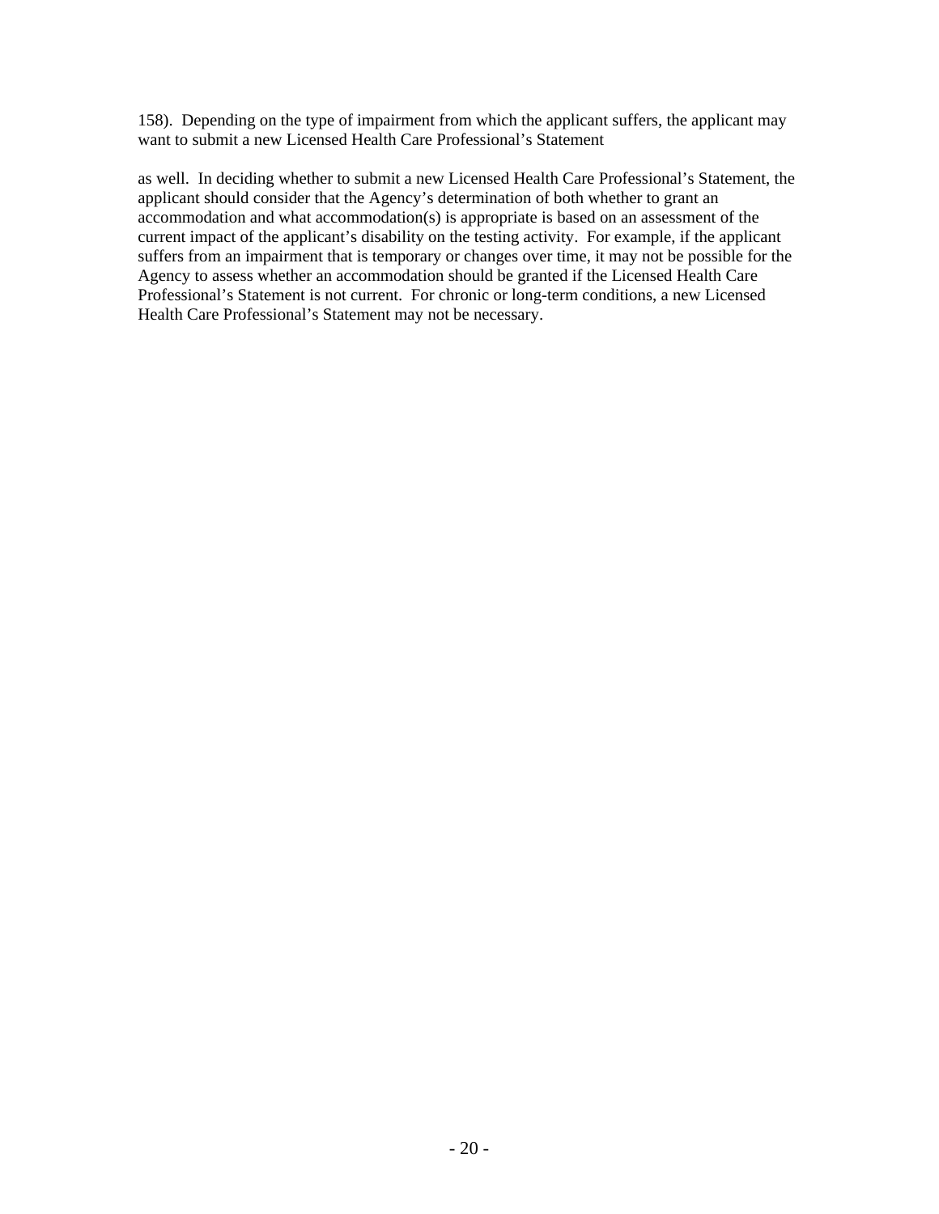158). Depending on the type of impairment from which the applicant suffers, the applicant may want to submit a new Licensed Health Care Professional's Statement

as well. In deciding whether to submit a new Licensed Health Care Professional's Statement, the applicant should consider that the Agency's determination of both whether to grant an accommodation and what accommodation(s) is appropriate is based on an assessment of the current impact of the applicant's disability on the testing activity. For example, if the applicant suffers from an impairment that is temporary or changes over time, it may not be possible for the Agency to assess whether an accommodation should be granted if the Licensed Health Care Professional's Statement is not current. For chronic or long-term conditions, a new Licensed Health Care Professional's Statement may not be necessary.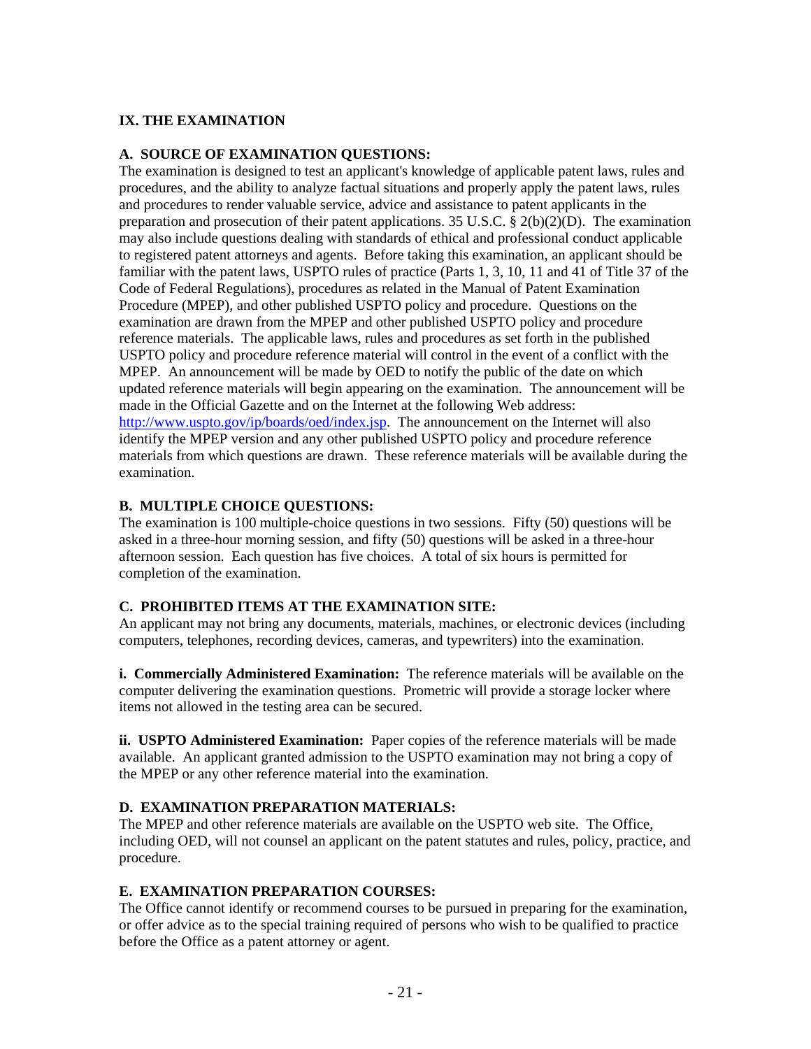## IX. THE EXAMINATION

### A. SOURCE OF EXAMINATION QUESTIONS:

The examination is designed to test an applicant's knowledge of applicable patent laws, rules and procedures, and the ability to analyze factual situations and properly apply the patent laws, rules and procedures to render valuable service, advice and assistance to patent applicants in the preparation and prosecution of their patent applications. 35 U.S.C. § 2(b)(2)(D). The examination may also include questions dealing with standards of ethical and professional conduct applicable to registered patent attorneys and agents. Before taking this examination, an applicant should be familiar with the patent laws, USPTO rules of practice (Parts 1, 3, 10, 11 and 41 of Title 37 of the Code of Federal Regulations), procedures as related in the Manual of Patent Examination Procedure (MPEP), and other published USPTO policy and procedure. Questions on the examination are drawn from the MPEP and other published USPTO policy and procedure reference materials. The applicable laws, rules and procedures as set forth in the published USPTO policy and procedure reference material will control in the event of a conflict with the MPEP. An announcement will be made by OED to notify the public of the date on which updated reference materials will begin appearing on the examination. The announcement will be made in the Official Gazette and on the Internet at the following Web address: http://www.uspto.gov/ip/boards/oed/index.jsp. The announcement on the Internet will also identify the MPEP version and any other published USPTO policy and procedure reference materials from which questions are drawn. These reference materials will be available during the examination.

### B. MULTIPLE CHOICE QUESTIONS:

The examination is 100 multiple-choice questions in two sessions. Fifty (50) questions will be asked in a three-hour morning session, and fifty (50) questions will be asked in a three-hour afternoon session. Each question has five choices. A total of six hours is permitted for completion of the examination.

### C. PROHIBITED ITEMS AT THE EXAMINATION SITE:

An applicant may not bring any documents, materials, machines, or electronic devices (including computers, telephones, recording devices, cameras, and typewriters) into the examination.

**i. Commercially Administered Examination:** The reference materials will be available on the computer delivering the examination questions. Prometric will provide a storage locker where items not allowed in the testing area can be secured.

**ii. USPTO Administered Examination:** Paper copies of the reference materials will be made available. An applicant granted admission to the USPTO examination may not bring a copy of the MPEP or any other reference material into the examination.

### D. EXAMINATION PREPARATION MATERIALS:

The MPEP and other reference materials are available on the USPTO web site. The Office, including OED, will not counsel an applicant on the patent statutes and rules, policy, practice, and procedure.

### E. EXAMINATION PREPARATION COURSES:

The Office cannot identify or recommend courses to be pursued in preparing for the examination, or offer advice as to the special training required of persons who wish to be qualified to practice before the Office as a patent attorney or agent.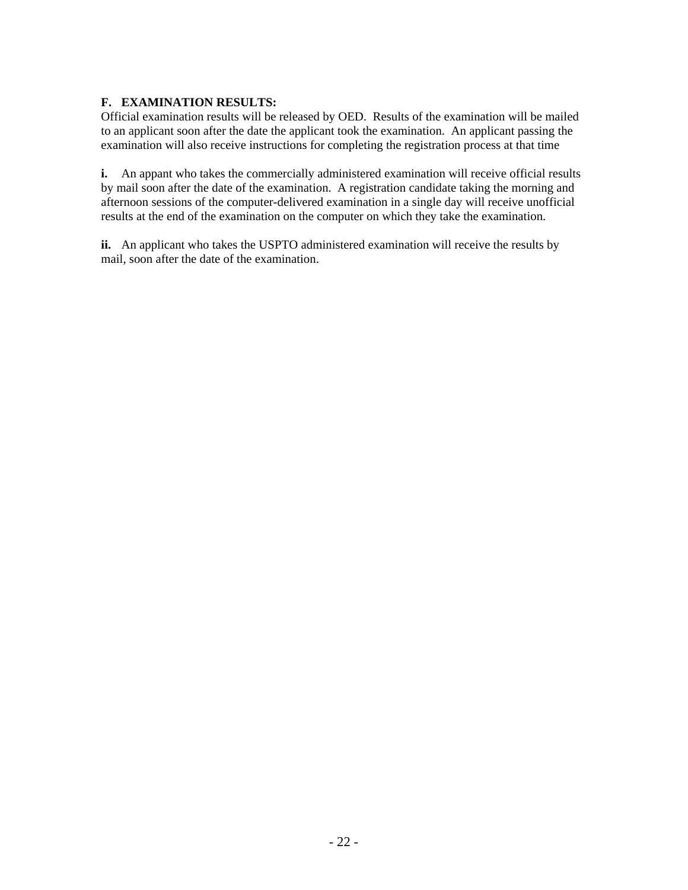**F. EXAMINATION RESULTS:**
Official examination results will be released by OED. Results of the examination will be mailed to an applicant soon after the date the applicant took the examination. An applicant passing the examination will also receive instructions for completing the registration process at that time

**i.** An appant who takes the commercially administered examination will receive official results by mail soon after the date of the examination. A registration candidate taking the morning and afternoon sessions of the computer-delivered examination in a single day will receive unofficial results at the end of the examination on the computer on which they take the examination.

**ii.** An applicant who takes the USPTO administered examination will receive the results by mail, soon after the date of the examination.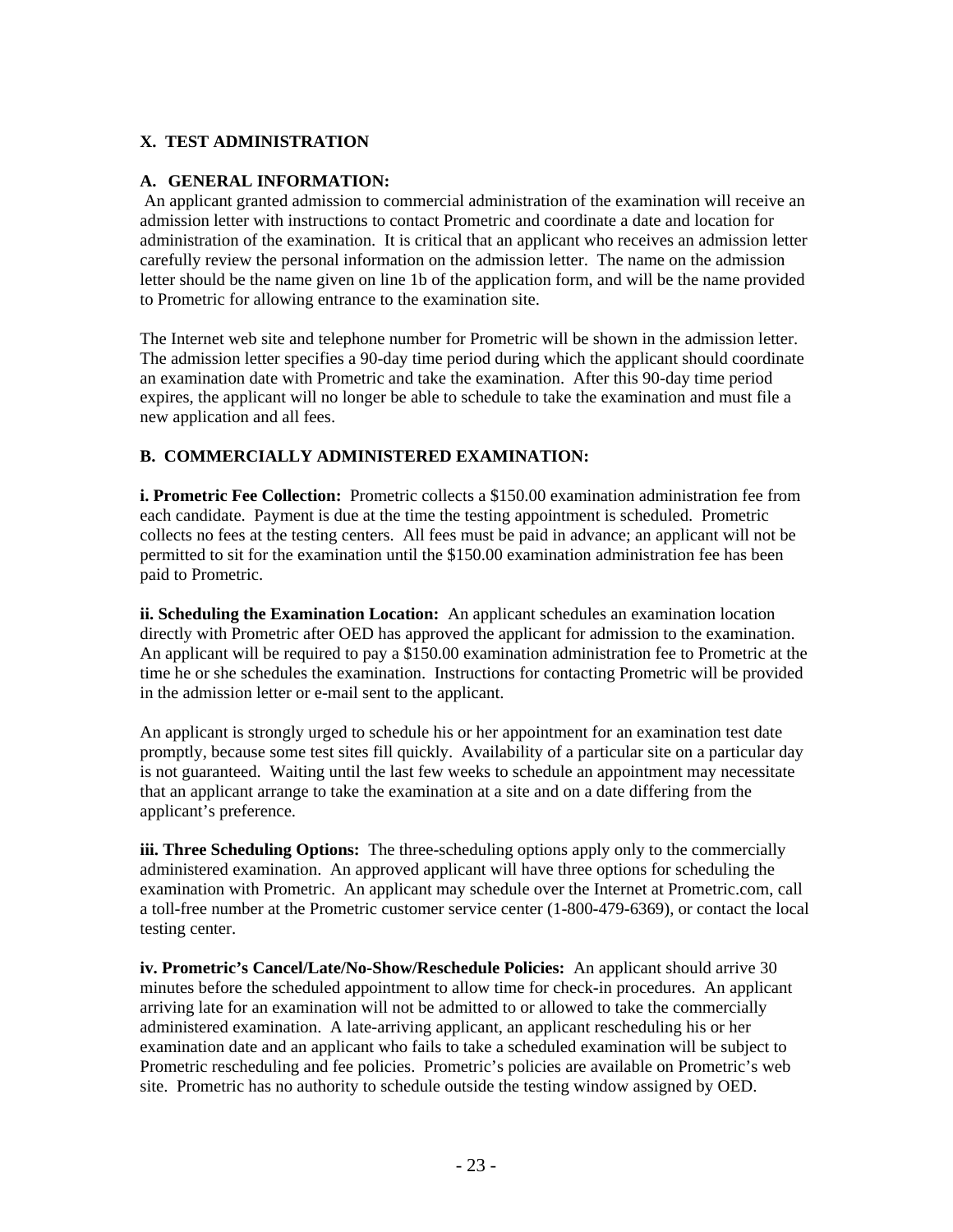## X. TEST ADMINISTRATION

### A. GENERAL INFORMATION:

An applicant granted admission to commercial administration of the examination will receive an admission letter with instructions to contact Prometric and coordinate a date and location for administration of the examination. It is critical that an applicant who receives an admission letter carefully review the personal information on the admission letter. The name on the admission letter should be the name given on line 1b of the application form, and will be the name provided to Prometric for allowing entrance to the examination site.

The Internet web site and telephone number for Prometric will be shown in the admission letter. The admission letter specifies a 90-day time period during which the applicant should coordinate an examination date with Prometric and take the examination. After this 90-day time period expires, the applicant will no longer be able to schedule to take the examination and must file a new application and all fees.

### B. COMMERCIALLY ADMINISTERED EXAMINATION:

**i. Prometric Fee Collection:** Prometric collects a $150.00 examination administration fee from each candidate. Payment is due at the time the testing appointment is scheduled. Prometric collects no fees at the testing centers. All fees must be paid in advance; an applicant will not be permitted to sit for the examination until the $150.00 examination administration fee has been paid to Prometric.

**ii. Scheduling the Examination Location:** An applicant schedules an examination location directly with Prometric after OED has approved the applicant for admission to the examination. An applicant will be required to pay a $150.00 examination administration fee to Prometric at the time he or she schedules the examination. Instructions for contacting Prometric will be provided in the admission letter or e-mail sent to the applicant.

An applicant is strongly urged to schedule his or her appointment for an examination test date promptly, because some test sites fill quickly. Availability of a particular site on a particular day is not guaranteed. Waiting until the last few weeks to schedule an appointment may necessitate that an applicant arrange to take the examination at a site and on a date differing from the applicant's preference.

**iii. Three Scheduling Options:** The three-scheduling options apply only to the commercially administered examination. An approved applicant will have three options for scheduling the examination with Prometric. An applicant may schedule over the Internet at Prometric.com, call a toll-free number at the Prometric customer service center (1-800-479-6369), or contact the local testing center.

**iv. Prometric's Cancel/Late/No-Show/Reschedule Policies:** An applicant should arrive 30 minutes before the scheduled appointment to allow time for check-in procedures. An applicant arriving late for an examination will not be admitted to or allowed to take the commercially administered examination. A late-arriving applicant, an applicant rescheduling his or her examination date and an applicant who fails to take a scheduled examination will be subject to Prometric rescheduling and fee policies. Prometric's policies are available on Prometric's web site. Prometric has no authority to schedule outside the testing window assigned by OED.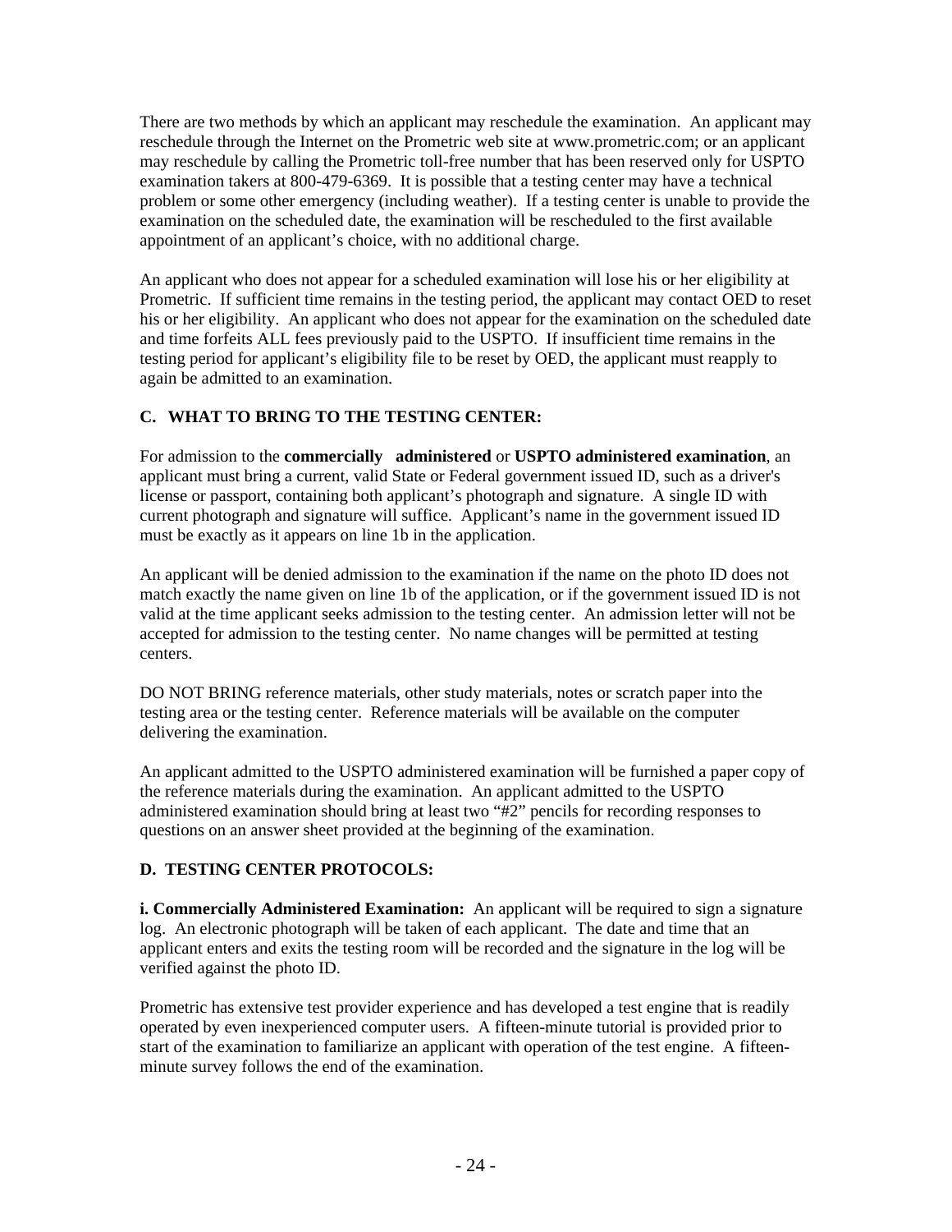There are two methods by which an applicant may reschedule the examination. An applicant may reschedule through the Internet on the Prometric web site at www.prometric.com; or an applicant may reschedule by calling the Prometric toll-free number that has been reserved only for USPTO examination takers at 800-479-6369. It is possible that a testing center may have a technical problem or some other emergency (including weather). If a testing center is unable to provide the examination on the scheduled date, the examination will be rescheduled to the first available appointment of an applicant's choice, with no additional charge.

An applicant who does not appear for a scheduled examination will lose his or her eligibility at Prometric. If sufficient time remains in the testing period, the applicant may contact OED to reset his or her eligibility. An applicant who does not appear for the examination on the scheduled date and time forfeits ALL fees previously paid to the USPTO. If insufficient time remains in the testing period for applicant's eligibility file to be reset by OED, the applicant must reapply to again be admitted to an examination.

### C. WHAT TO BRING TO THE TESTING CENTER:

For admission to the **commercially administered** or **USPTO administered examination**, an applicant must bring a current, valid State or Federal government issued ID, such as a driver's license or passport, containing both applicant's photograph and signature. A single ID with current photograph and signature will suffice. Applicant's name in the government issued ID must be exactly as it appears on line 1b in the application.

An applicant will be denied admission to the examination if the name on the photo ID does not match exactly the name given on line 1b of the application, or if the government issued ID is not valid at the time applicant seeks admission to the testing center. An admission letter will not be accepted for admission to the testing center. No name changes will be permitted at testing centers.

DO NOT BRING reference materials, other study materials, notes or scratch paper into the testing area or the testing center. Reference materials will be available on the computer delivering the examination.

An applicant admitted to the USPTO administered examination will be furnished a paper copy of the reference materials during the examination. An applicant admitted to the USPTO administered examination should bring at least two "#2" pencils for recording responses to questions on an answer sheet provided at the beginning of the examination.

### D. TESTING CENTER PROTOCOLS:

**i. Commercially Administered Examination:** An applicant will be required to sign a signature log. An electronic photograph will be taken of each applicant. The date and time that an applicant enters and exits the testing room will be recorded and the signature in the log will be verified against the photo ID.

Prometric has extensive test provider experience and has developed a test engine that is readily operated by even inexperienced computer users. A fifteen-minute tutorial is provided prior to start of the examination to familiarize an applicant with operation of the test engine. A fifteen-minute survey follows the end of the examination.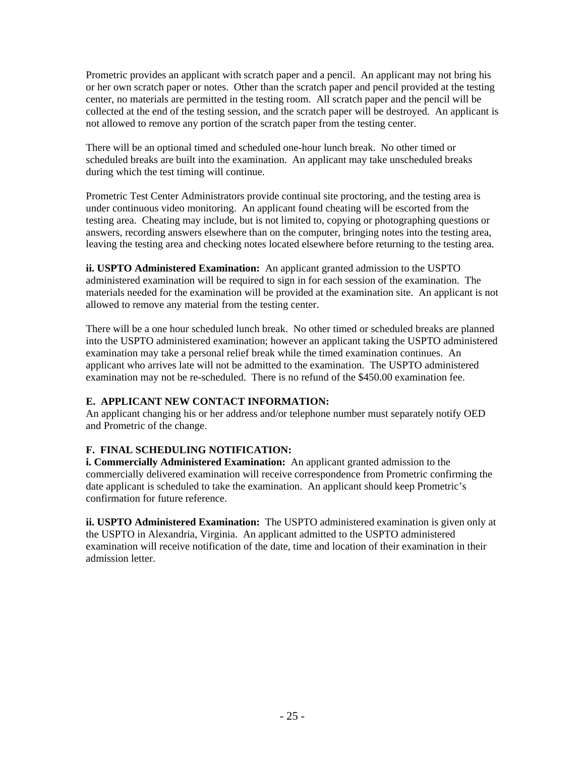Prometric provides an applicant with scratch paper and a pencil. An applicant may not bring his or her own scratch paper or notes. Other than the scratch paper and pencil provided at the testing center, no materials are permitted in the testing room. All scratch paper and the pencil will be collected at the end of the testing session, and the scratch paper will be destroyed. An applicant is not allowed to remove any portion of the scratch paper from the testing center.

There will be an optional timed and scheduled one-hour lunch break. No other timed or scheduled breaks are built into the examination. An applicant may take unscheduled breaks during which the test timing will continue.

Prometric Test Center Administrators provide continual site proctoring, and the testing area is under continuous video monitoring. An applicant found cheating will be escorted from the testing area. Cheating may include, but is not limited to, copying or photographing questions or answers, recording answers elsewhere than on the computer, bringing notes into the testing area, leaving the testing area and checking notes located elsewhere before returning to the testing area.

**ii. USPTO Administered Examination:** An applicant granted admission to the USPTO administered examination will be required to sign in for each session of the examination. The materials needed for the examination will be provided at the examination site. An applicant is not allowed to remove any material from the testing center.

There will be a one hour scheduled lunch break. No other timed or scheduled breaks are planned into the USPTO administered examination; however an applicant taking the USPTO administered examination may take a personal relief break while the timed examination continues. An applicant who arrives late will not be admitted to the examination. The USPTO administered examination may not be re-scheduled. There is no refund of the $450.00 examination fee.

**E. APPLICANT NEW CONTACT INFORMATION:**

An applicant changing his or her address and/or telephone number must separately notify OED and Prometric of the change.

**F. FINAL SCHEDULING NOTIFICATION:**

**i. Commercially Administered Examination:** An applicant granted admission to the commercially delivered examination will receive correspondence from Prometric confirming the date applicant is scheduled to take the examination. An applicant should keep Prometric's confirmation for future reference.

**ii. USPTO Administered Examination:** The USPTO administered examination is given only at the USPTO in Alexandria, Virginia. An applicant admitted to the USPTO administered examination will receive notification of the date, time and location of their examination in their admission letter.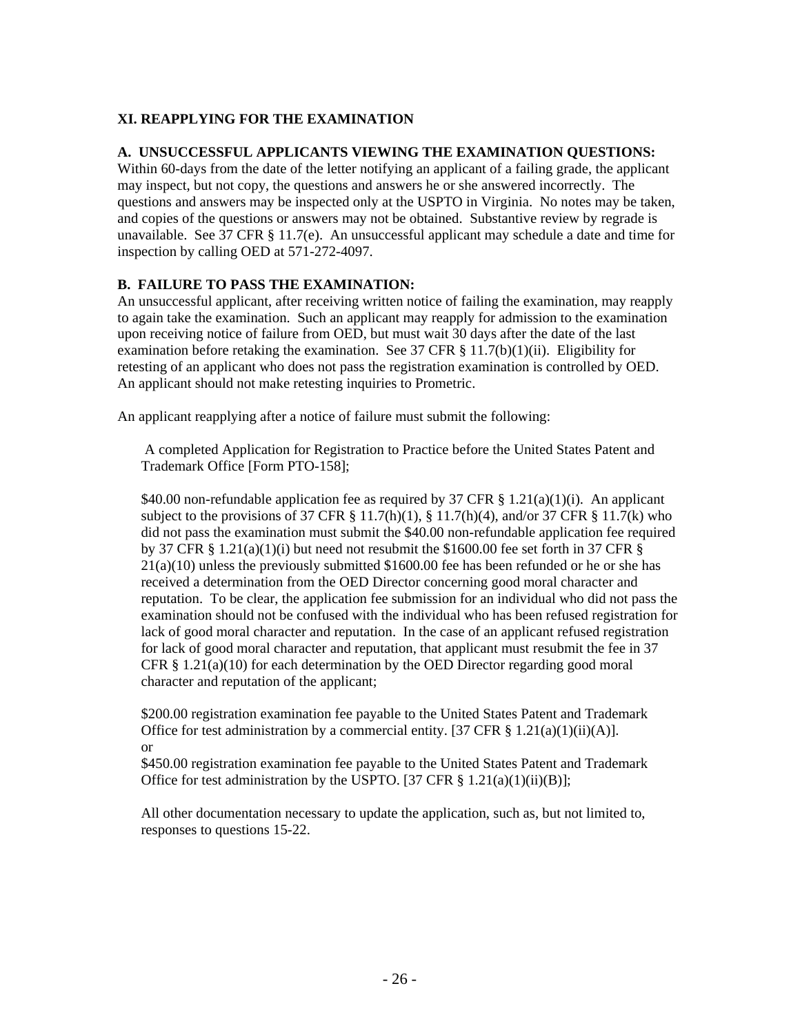### XI. REAPPLYING FOR THE EXAMINATION

**A. UNSUCCESSFUL APPLICANTS VIEWING THE EXAMINATION QUESTIONS:**
Within 60-days from the date of the letter notifying an applicant of a failing grade, the applicant may inspect, but not copy, the questions and answers he or she answered incorrectly. The questions and answers may be inspected only at the USPTO in Virginia. No notes may be taken, and copies of the questions or answers may not be obtained. Substantive review by regrade is unavailable. See 37 CFR § 11.7(e). An unsuccessful applicant may schedule a date and time for inspection by calling OED at 571-272-4097.

**B. FAILURE TO PASS THE EXAMINATION:**
An unsuccessful applicant, after receiving written notice of failing the examination, may reapply to again take the examination. Such an applicant may reapply for admission to the examination upon receiving notice of failure from OED, but must wait 30 days after the date of the last examination before retaking the examination. See 37 CFR § 11.7(b)(1)(ii). Eligibility for retesting of an applicant who does not pass the registration examination is controlled by OED. An applicant should not make retesting inquiries to Prometric.

An applicant reapplying after a notice of failure must submit the following:

- A completed Application for Registration to Practice before the United States Patent and Trademark Office [Form PTO-158];

- $40.00 non-refundable application fee as required by 37 CFR § 1.21(a)(1)(i). An applicant subject to the provisions of 37 CFR § 11.7(h)(1), § 11.7(h)(4), and/or 37 CFR § 11.7(k) who did not pass the examination must submit the $40.00 non-refundable application fee required by 37 CFR § 1.21(a)(1)(i) but need not resubmit the $1600.00 fee set forth in 37 CFR § 21(a)(10) unless the previously submitted $1600.00 fee has been refunded or he or she has received a determination from the OED Director concerning good moral character and reputation. To be clear, the application fee submission for an individual who did not pass the examination should not be confused with the individual who has been refused registration for lack of good moral character and reputation. In the case of an applicant refused registration for lack of good moral character and reputation, that applicant must resubmit the fee in 37 CFR § 1.21(a)(10) for each determination by the OED Director regarding good moral character and reputation of the applicant;

- $200.00 registration examination fee payable to the United States Patent and Trademark Office for test administration by a commercial entity. [37 CFR § 1.21(a)(1)(ii)(A)].
  or
  $450.00 registration examination fee payable to the United States Patent and Trademark Office for test administration by the USPTO. [37 CFR § 1.21(a)(1)(ii)(B)];

- All other documentation necessary to update the application, such as, but not limited to, responses to questions 15-22.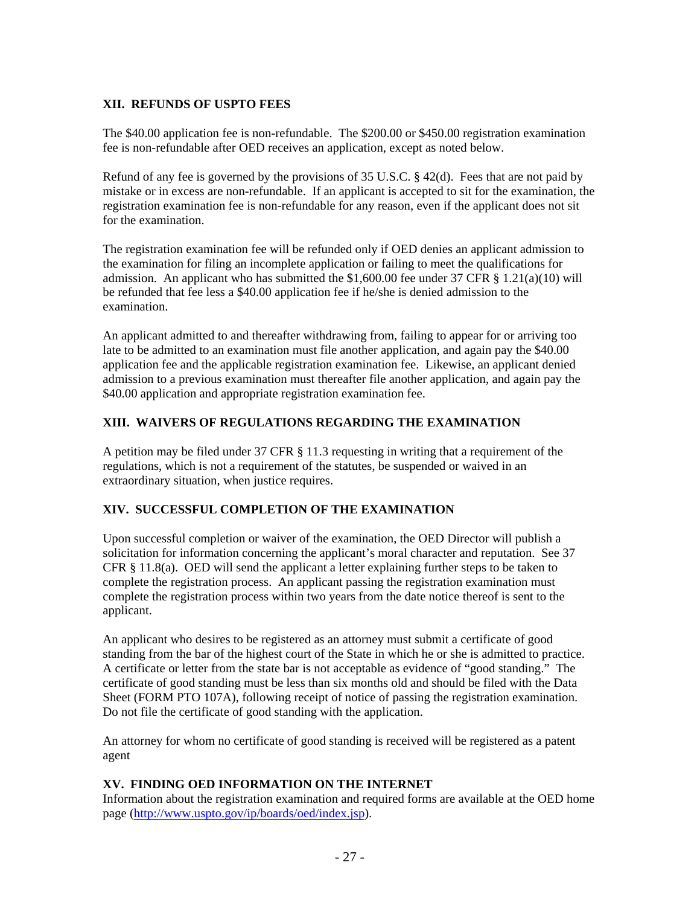## XII. REFUNDS OF USPTO FEES

The $40.00 application fee is non-refundable. The $200.00 or $450.00 registration examination fee is non-refundable after OED receives an application, except as noted below.

Refund of any fee is governed by the provisions of 35 U.S.C. § 42(d). Fees that are not paid by mistake or in excess are non-refundable. If an applicant is accepted to sit for the examination, the registration examination fee is non-refundable for any reason, even if the applicant does not sit for the examination.

The registration examination fee will be refunded only if OED denies an applicant admission to the examination for filing an incomplete application or failing to meet the qualifications for admission. An applicant who has submitted the $1,600.00 fee under 37 CFR § 1.21(a)(10) will be refunded that fee less a $40.00 application fee if he/she is denied admission to the examination.

An applicant admitted to and thereafter withdrawing from, failing to appear for or arriving too late to be admitted to an examination must file another application, and again pay the $40.00 application fee and the applicable registration examination fee. Likewise, an applicant denied admission to a previous examination must thereafter file another application, and again pay the $40.00 application and appropriate registration examination fee.

## XIII. WAIVERS OF REGULATIONS REGARDING THE EXAMINATION

A petition may be filed under 37 CFR § 11.3 requesting in writing that a requirement of the regulations, which is not a requirement of the statutes, be suspended or waived in an extraordinary situation, when justice requires.

## XIV. SUCCESSFUL COMPLETION OF THE EXAMINATION

Upon successful completion or waiver of the examination, the OED Director will publish a solicitation for information concerning the applicant's moral character and reputation. See 37 CFR § 11.8(a). OED will send the applicant a letter explaining further steps to be taken to complete the registration process. An applicant passing the registration examination must complete the registration process within two years from the date notice thereof is sent to the applicant.

An applicant who desires to be registered as an attorney must submit a certificate of good standing from the bar of the highest court of the State in which he or she is admitted to practice. A certificate or letter from the state bar is not acceptable as evidence of "good standing." The certificate of good standing must be less than six months old and should be filed with the Data Sheet (FORM PTO 107A), following receipt of notice of passing the registration examination. Do not file the certificate of good standing with the application.

An attorney for whom no certificate of good standing is received will be registered as a patent agent

## XV. FINDING OED INFORMATION ON THE INTERNET

Information about the registration examination and required forms are available at the OED home page (http://www.uspto.gov/ip/boards/oed/index.jsp).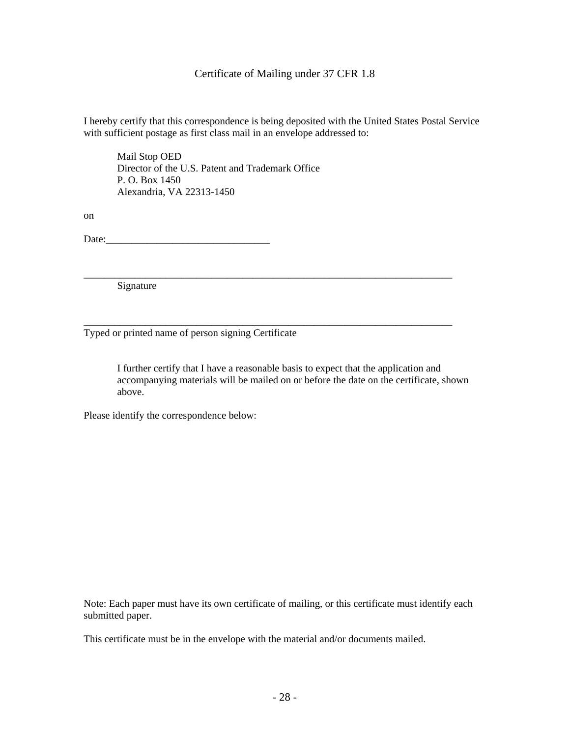# Certificate of Mailing under 37 CFR 1.8

I hereby certify that this correspondence is being deposited with the United States Postal Service with sufficient postage as first class mail in an envelope addressed to:

> Mail Stop OED
> Director of the U.S. Patent and Trademark Office
> P. O. Box 1450
> Alexandria, VA 22313-1450

on

Date:________________________________

___________________________________________________________________________
Signature

___________________________________________________________________________
Typed or printed name of person signing Certificate

> I further certify that I have a reasonable basis to expect that the application and accompanying materials will be mailed on or before the date on the certificate, shown above.

Please identify the correspondence below:

Note: Each paper must have its own certificate of mailing, or this certificate must identify each submitted paper.

This certificate must be in the envelope with the material and/or documents mailed.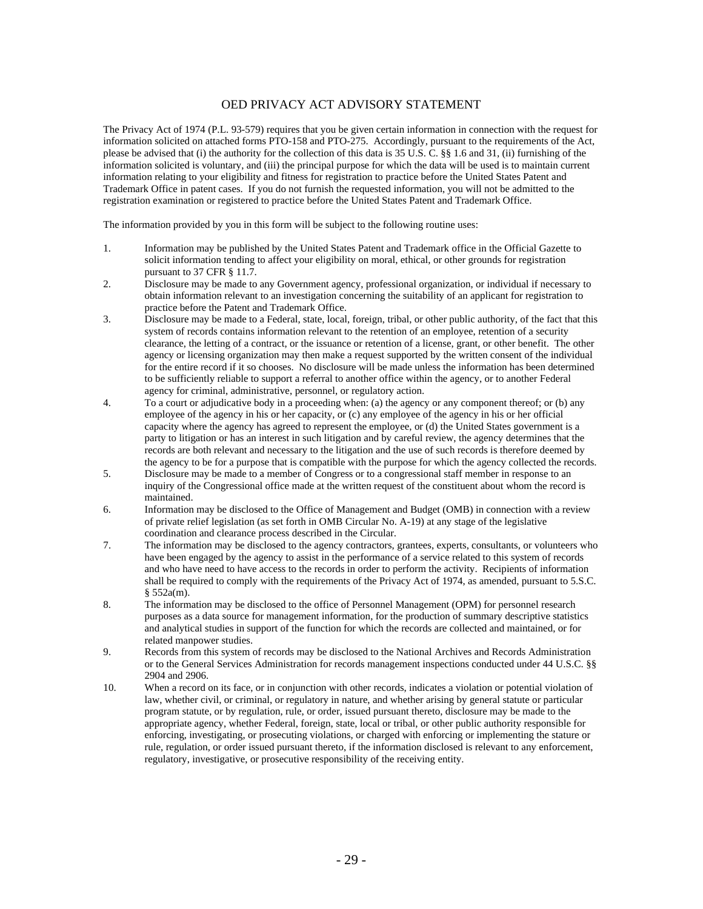# OED PRIVACY ACT ADVISORY STATEMENT

The Privacy Act of 1974 (P.L. 93-579) requires that you be given certain information in connection with the request for information solicited on attached forms PTO-158 and PTO-275. Accordingly, pursuant to the requirements of the Act, please be advised that (i) the authority for the collection of this data is 35 U.S. C. §§ 1.6 and 31, (ii) furnishing of the information solicited is voluntary, and (iii) the principal purpose for which the data will be used is to maintain current information relating to your eligibility and fitness for registration to practice before the United States Patent and Trademark Office in patent cases. If you do not furnish the requested information, you will not be admitted to the registration examination or registered to practice before the United States Patent and Trademark Office.

The information provided by you in this form will be subject to the following routine uses:

1. Information may be published by the United States Patent and Trademark office in the Official Gazette to solicit information tending to affect your eligibility on moral, ethical, or other grounds for registration pursuant to 37 CFR § 11.7.
2. Disclosure may be made to any Government agency, professional organization, or individual if necessary to obtain information relevant to an investigation concerning the suitability of an applicant for registration to practice before the Patent and Trademark Office.
3. Disclosure may be made to a Federal, state, local, foreign, tribal, or other public authority, of the fact that this system of records contains information relevant to the retention of an employee, retention of a security clearance, the letting of a contract, or the issuance or retention of a license, grant, or other benefit. The other agency or licensing organization may then make a request supported by the written consent of the individual for the entire record if it so chooses. No disclosure will be made unless the information has been determined to be sufficiently reliable to support a referral to another office within the agency, or to another Federal agency for criminal, administrative, personnel, or regulatory action.
4. To a court or adjudicative body in a proceeding when: (a) the agency or any component thereof; or (b) any employee of the agency in his or her capacity, or (c) any employee of the agency in his or her official capacity where the agency has agreed to represent the employee, or (d) the United States government is a party to litigation or has an interest in such litigation and by careful review, the agency determines that the records are both relevant and necessary to the litigation and the use of such records is therefore deemed by the agency to be for a purpose that is compatible with the purpose for which the agency collected the records.
5. Disclosure may be made to a member of Congress or to a congressional staff member in response to an inquiry of the Congressional office made at the written request of the constituent about whom the record is maintained.
6. Information may be disclosed to the Office of Management and Budget (OMB) in connection with a review of private relief legislation (as set forth in OMB Circular No. A-19) at any stage of the legislative coordination and clearance process described in the Circular.
7. The information may be disclosed to the agency contractors, grantees, experts, consultants, or volunteers who have been engaged by the agency to assist in the performance of a service related to this system of records and who have need to have access to the records in order to perform the activity. Recipients of information shall be required to comply with the requirements of the Privacy Act of 1974, as amended, pursuant to 5.S.C. § 552a(m).
8. The information may be disclosed to the office of Personnel Management (OPM) for personnel research purposes as a data source for management information, for the production of summary descriptive statistics and analytical studies in support of the function for which the records are collected and maintained, or for related manpower studies.
9. Records from this system of records may be disclosed to the National Archives and Records Administration or to the General Services Administration for records management inspections conducted under 44 U.S.C. §§ 2904 and 2906.
10. When a record on its face, or in conjunction with other records, indicates a violation or potential violation of law, whether civil, or criminal, or regulatory in nature, and whether arising by general statute or particular program statute, or by regulation, rule, or order, issued pursuant thereto, disclosure may be made to the appropriate agency, whether Federal, foreign, state, local or tribal, or other public authority responsible for enforcing, investigating, or prosecuting violations, or charged with enforcing or implementing the stature or rule, regulation, or order issued pursuant thereto, if the information disclosed is relevant to any enforcement, regulatory, investigative, or prosecutive responsibility of the receiving entity.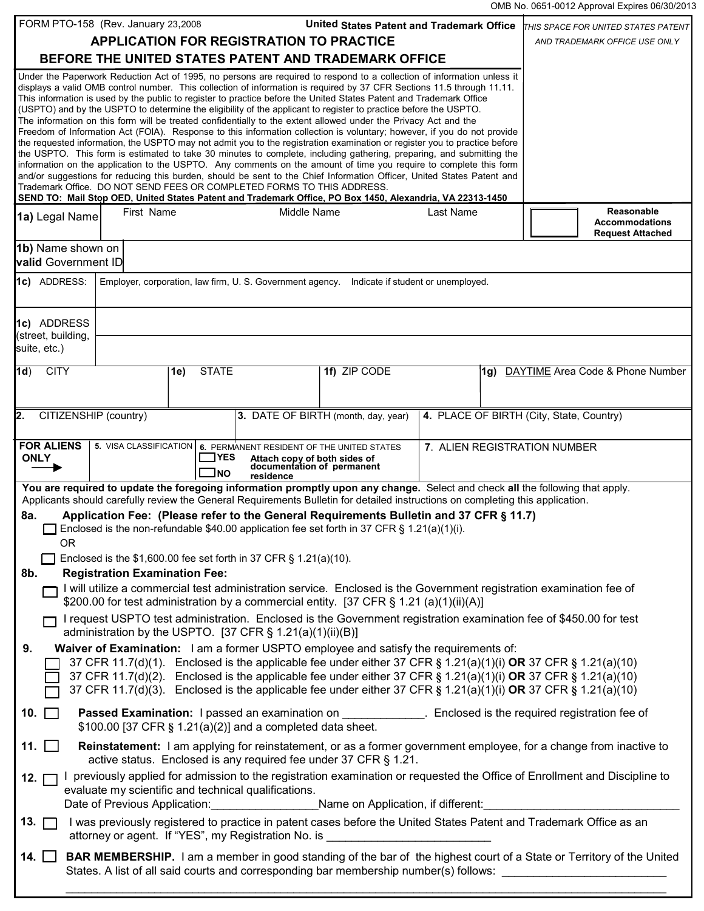OMB No. 0651-0012 Approval Expires 06/30/2013

FORM PTO-158 (Rev. January 23,2008 — United States Patent and Trademark Office

# APPLICATION FOR REGISTRATION TO PRACTICE BEFORE THE UNITED STATES PATENT AND TRADEMARK OFFICE

*THIS SPACE FOR UNITED STATES PATENT AND TRADEMARK OFFICE USE ONLY*

Under the Paperwork Reduction Act of 1995, no persons are required to respond to a collection of information unless it displays a valid OMB control number. This collection of information is required by 37 CFR Sections 11.5 through 11.11. This information is used by the public to register to practice before the United States Patent and Trademark Office (USPTO) and by the USPTO to determine the eligibility of the applicant to register to practice before the USPTO. The information on this form will be treated confidentially to the extent allowed under the Privacy Act and the Freedom of Information Act (FOIA). Response to this information collection is voluntary; however, if you do not provide the requested information, the USPTO may not admit you to the registration examination or register you to practice before the USPTO. This form is estimated to take 30 minutes to complete, including gathering, preparing, and submitting the information on the application to the USPTO. Any comments on the amount of time you require to complete this form and/or suggestions for reducing this burden, should be sent to the Chief Information Officer, United States Patent and Trademark Office. DO NOT SEND FEES OR COMPLETED FORMS TO THIS ADDRESS.
**SEND TO: Mail Stop OED, United States Patent and Trademark Office, PO Box 1450, Alexandria, VA 22313-1450**

| **1a)** Legal Name | First Name | Middle Name | Last Name | ☐ **Reasonable Accommodations Request Attached** |
|---|---|---|---|---|

| **1b)** Name shown on **valid** Government ID | |
|---|---|
| **1c)** ADDRESS: | Employer, corporation, law firm, U. S. Government agency. Indicate if student or unemployed. |
| **1c)** ADDRESS (street, building, suite, etc.) | |

| **1d)** CITY | **1e)** STATE | **1f)** ZIP CODE | **1g)** DAYTIME Area Code & Phone Number |
|---|---|---|---|
| | | | |

| **2.** CITIZENSHIP (country) | **3.** DATE OF BIRTH (month, day, year) | **4.** PLACE OF BIRTH (City, State, Country) |
|---|---|---|
| | | |

| **FOR ALIENS ONLY** → | 5. VISA CLASSIFICATION | 6. PERMANENT RESIDENT OF THE UNITED STATES ☐YES ☐NO **Attach copy of both sides of documentation of permanent residence** | **7.** ALIEN REGISTRATION NUMBER |
|---|---|---|---|

**You are required to update the foregoing information promptly upon any change.** Select and check **all** the following that apply. Applicants should carefully review the General Requirements Bulletin for detailed instructions on completing this application.

**8a. Application Fee: (Please refer to the General Requirements Bulletin and 37 CFR § 11.7)**

☐ Enclosed is the non-refundable $40.00 application fee set forth in 37 CFR § 1.21(a)(1)(i).

OR

☐ Enclosed is the $1,600.00 fee set forth in 37 CFR § 1.21(a)(10).

**8b. Registration Examination Fee:**

☐ I will utilize a commercial test administration service. Enclosed is the Government registration examination fee of $200.00 for test administration by a commercial entity. [37 CFR § 1.21 (a)(1)(ii)(A)]

☐ I request USPTO test administration. Enclosed is the Government registration examination fee of $450.00 for test administration by the USPTO. [37 CFR § 1.21(a)(1)(ii)(B)]

**9. Waiver of Examination:** I am a former USPTO employee and satisfy the requirements of:

☐ 37 CFR 11.7(d)(1). Enclosed is the applicable fee under either 37 CFR § 1.21(a)(1)(i) **OR** 37 CFR § 1.21(a)(10)
☐ 37 CFR 11.7(d)(2). Enclosed is the applicable fee under either 37 CFR § 1.21(a)(1)(i) **OR** 37 CFR § 1.21(a)(10)
☐ 37 CFR 11.7(d)(3). Enclosed is the applicable fee under either 37 CFR § 1.21(a)(1)(i) **OR** 37 CFR § 1.21(a)(10)

**10.** ☐ **Passed Examination:** I passed an examination on ____________. Enclosed is the required registration fee of $100.00 [37 CFR § 1.21(a)(2)] and a completed data sheet.

**11.** ☐ **Reinstatement:** I am applying for reinstatement, or as a former government employee, for a change from inactive to active status. Enclosed is any required fee under 37 CFR § 1.21.

**12.** ☐ I previously applied for admission to the registration examination or requested the Office of Enrollment and Discipline to evaluate my scientific and technical qualifications.
Date of Previous Application:________________Name on Application, if different:______________________________

**13.** ☐ I was previously registered to practice in patent cases before the United States Patent and Trademark Office as an attorney or agent. If "YES", my Registration No. is _________________________

**14.** ☐ **BAR MEMBERSHIP.** I am a member in good standing of the bar of the highest court of a State or Territory of the United States. A list of all said courts and corresponding bar membership number(s) follows: _________________________
_____________________________________________________________________________________________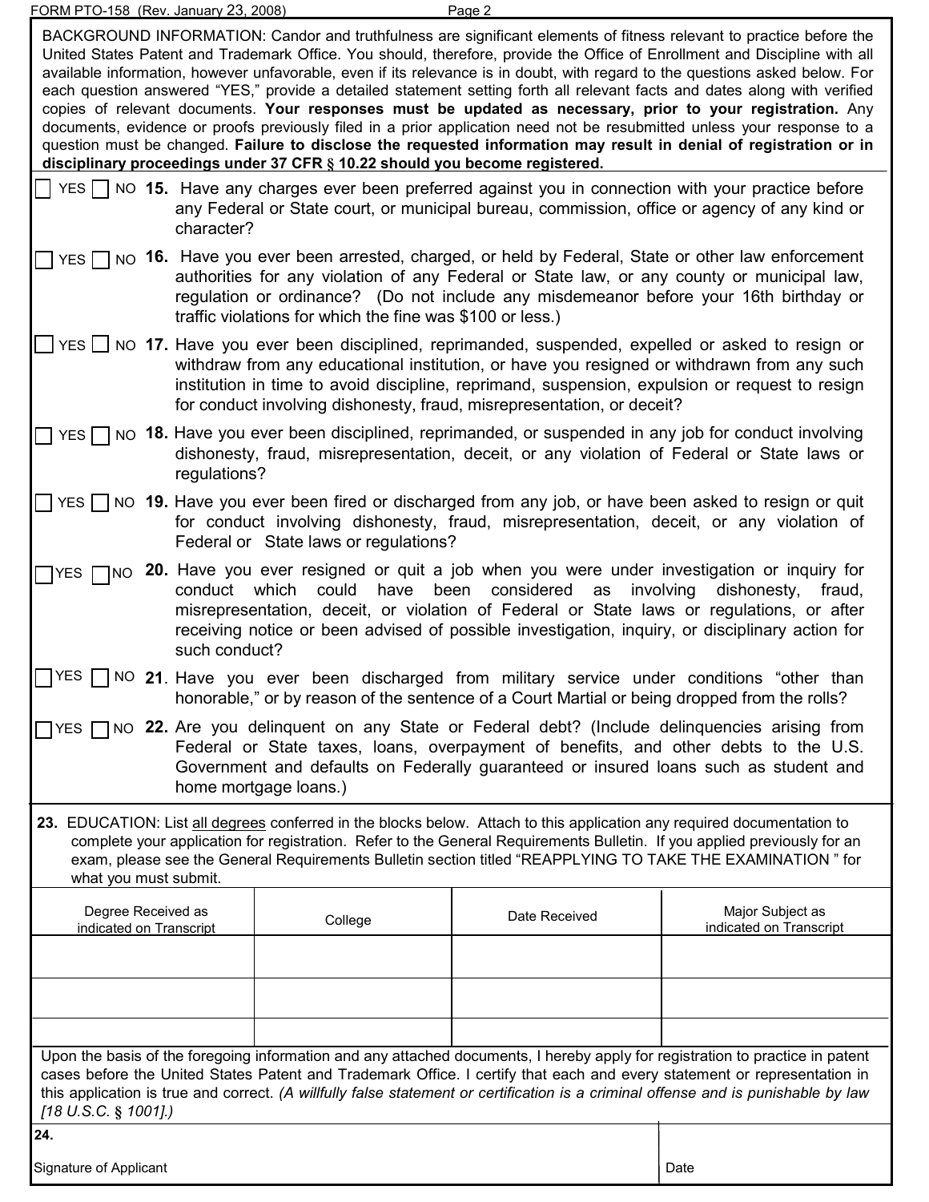BACKGROUND INFORMATION: Candor and truthfulness are significant elements of fitness relevant to practice before the United States Patent and Trademark Office. You should, therefore, provide the Office of Enrollment and Discipline with all available information, however unfavorable, even if its relevance is in doubt, with regard to the questions asked below. For each question answered "YES," provide a detailed statement setting forth all relevant facts and dates along with verified copies of relevant documents. **Your responses must be updated as necessary, prior to your registration.** Any documents, evidence or proofs previously filed in a prior application need not be resubmitted unless your response to a question must be changed. **Failure to disclose the requested information may result in denial of registration or in disciplinary proceedings under 37 CFR § 10.22 should you become registered.**

☐ YES ☐ NO **15.** Have any charges ever been preferred against you in connection with your practice before any Federal or State court, or municipal bureau, commission, office or agency of any kind or character?

☐ YES ☐ NO **16.** Have you ever been arrested, charged, or held by Federal, State or other law enforcement authorities for any violation of any Federal or State law, or any county or municipal law, regulation or ordinance? (Do not include any misdemeanor before your 16th birthday or traffic violations for which the fine was $100 or less.)

☐ YES ☐ NO **17.** Have you ever been disciplined, reprimanded, suspended, expelled or asked to resign or withdraw from any educational institution, or have you resigned or withdrawn from any such institution in time to avoid discipline, reprimand, suspension, expulsion or request to resign for conduct involving dishonesty, fraud, misrepresentation, or deceit?

☐ YES ☐ NO **18.** Have you ever been disciplined, reprimanded, or suspended in any job for conduct involving dishonesty, fraud, misrepresentation, deceit, or any violation of Federal or State laws or regulations?

☐ YES ☐ NO **19.** Have you ever been fired or discharged from any job, or have been asked to resign or quit for conduct involving dishonesty, fraud, misrepresentation, deceit, or any violation of Federal or State laws or regulations?

☐ YES ☐ NO **20.** Have you ever resigned or quit a job when you were under investigation or inquiry for conduct which could have been considered as involving dishonesty, fraud, misrepresentation, deceit, or violation of Federal or State laws or regulations, or after receiving notice or been advised of possible investigation, inquiry, or disciplinary action for such conduct?

☐ YES ☐ NO **21.** Have you ever been discharged from military service under conditions "other than honorable," or by reason of the sentence of a Court Martial or being dropped from the rolls?

☐ YES ☐ NO **22.** Are you delinquent on any State or Federal debt? (Include delinquencies arising from Federal or State taxes, loans, overpayment of benefits, and other debts to the U.S. Government and defaults on Federally guaranteed or insured loans such as student and home mortgage loans.)

**23.** EDUCATION: List all degrees conferred in the blocks below. Attach to this application any required documentation to complete your application for registration. Refer to the General Requirements Bulletin. If you applied previously for an exam, please see the General Requirements Bulletin section titled "REAPPLYING TO TAKE THE EXAMINATION " for what you must submit.

| Degree Received as indicated on Transcript | College | Date Received | Major Subject as indicated on Transcript |
|---|---|---|---|
| | | | |
| | | | |
| | | | |

Upon the basis of the foregoing information and any attached documents, I hereby apply for registration to practice in patent cases before the United States Patent and Trademark Office. I certify that each and every statement or representation in this application is true and correct. *(A willfully false statement or certification is a criminal offense and is punishable by law [18 U.S.C. § 1001].)*

| **24.** Signature of Applicant | Date |
|---|---|
| | |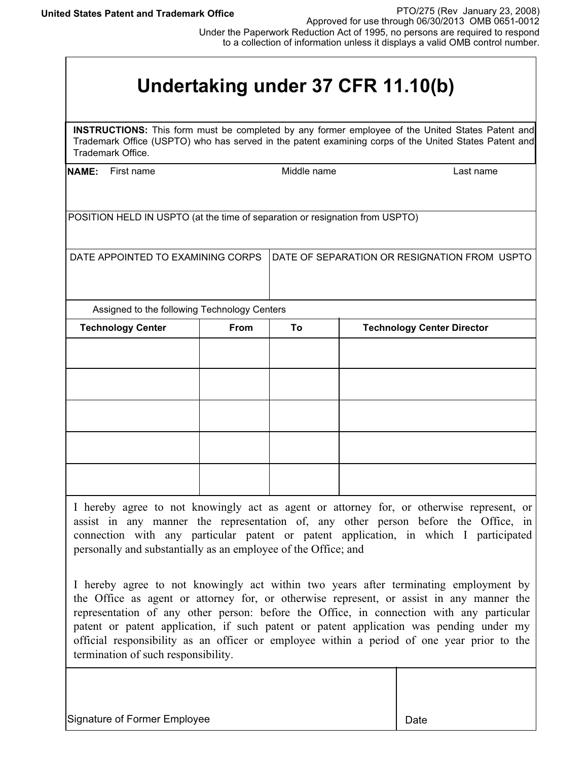United States Patent and Trademark Office

PTO/275 (Rev January 23, 2008)
Approved for use through 06/30/2013 OMB 0651-0012
Under the Paperwork Reduction Act of 1995, no persons are required to respond to a collection of information unless it displays a valid OMB control number.

# Undertaking under 37 CFR 11.10(b)

**INSTRUCTIONS:** This form must be completed by any former employee of the United States Patent and Trademark Office (USPTO) who has served in the patent examining corps of the United States Patent and Trademark Office.

**NAME:** First name | Middle name | Last name

POSITION HELD IN USPTO (at the time of separation or resignation from USPTO)

DATE APPOINTED TO EXAMINING CORPS | DATE OF SEPARATION OR RESIGNATION FROM USPTO

Assigned to the following Technology Centers

| Technology Center | From | To | Technology Center Director |
|---|---|---|---|
| | | | |
| | | | |
| | | | |
| | | | |
| | | | |

I hereby agree to not knowingly act as agent or attorney for, or otherwise represent, or assist in any manner the representation of, any other person before the Office, in connection with any particular patent or patent application, in which I participated personally and substantially as an employee of the Office; and

I hereby agree to not knowingly act within two years after terminating employment by the Office as agent or attorney for, or otherwise represent, or assist in any manner the representation of any other person: before the Office, in connection with any particular patent or patent application, if such patent or patent application was pending under my official responsibility as an officer or employee within a period of one year prior to the termination of such responsibility.

Signature of Former Employee | Date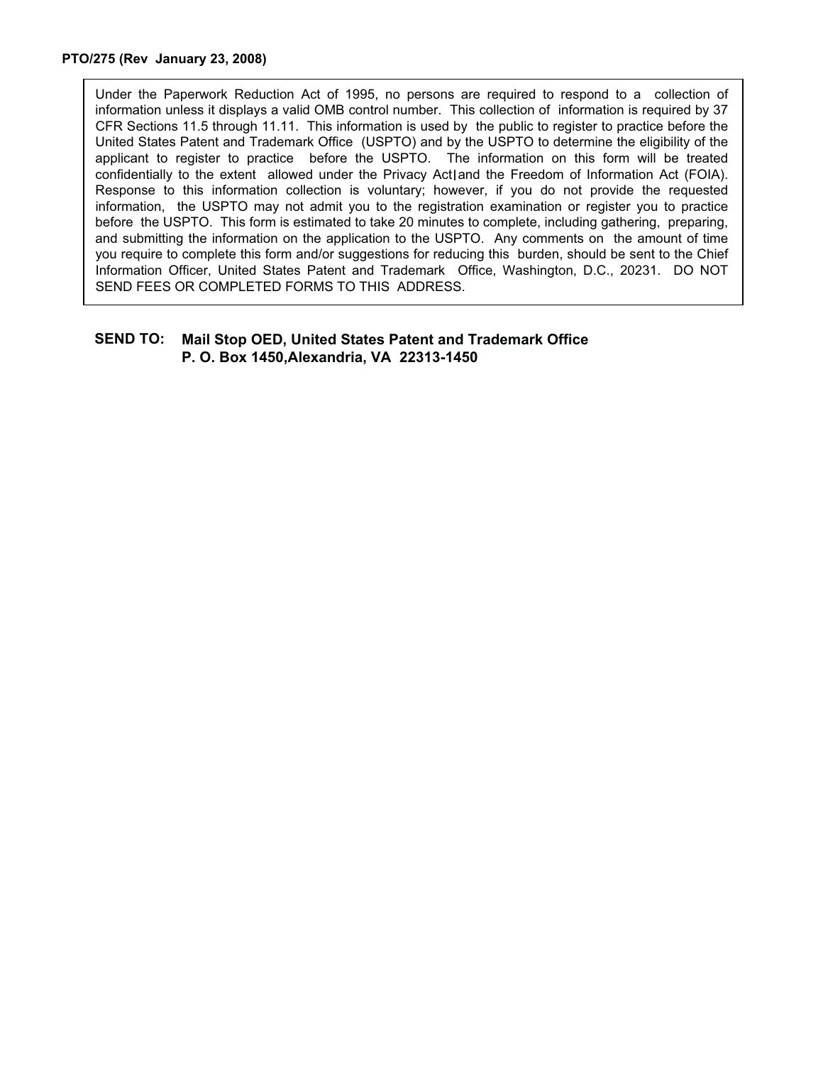**PTO/275 (Rev January 23, 2008)**

Under the Paperwork Reduction Act of 1995, no persons are required to respond to a collection of information unless it displays a valid OMB control number. This collection of information is required by 37 CFR Sections 11.5 through 11.11. This information is used by the public to register to practice before the United States Patent and Trademark Office (USPTO) and by the USPTO to determine the eligibility of the applicant to register to practice before the USPTO. The information on this form will be treated confidentially to the extent allowed under the Privacy Act and the Freedom of Information Act (FOIA). Response to this information collection is voluntary; however, if you do not provide the requested information, the USPTO may not admit you to the registration examination or register you to practice before the USPTO. This form is estimated to take 20 minutes to complete, including gathering, preparing, and submitting the information on the application to the USPTO. Any comments on the amount of time you require to complete this form and/or suggestions for reducing this burden, should be sent to the Chief Information Officer, United States Patent and Trademark Office, Washington, D.C., 20231. DO NOT SEND FEES OR COMPLETED FORMS TO THIS ADDRESS.

**SEND TO:** **Mail Stop OED, United States Patent and Trademark Office**
**P. O. Box 1450,Alexandria, VA 22313-1450**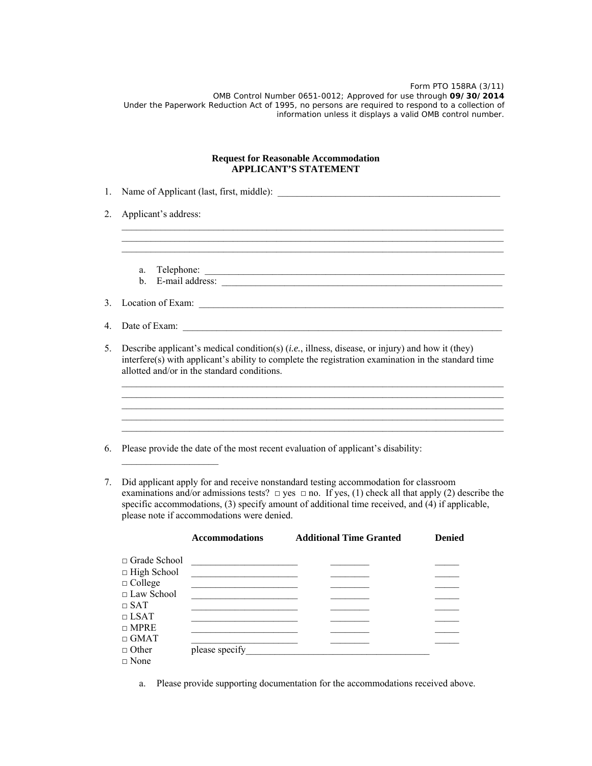Form PTO 158RA (3/11)
OMB Control Number 0651-0012; Approved for use through **09/30/2014**
Under the Paperwork Reduction Act of 1995, no persons are required to respond to a collection of information unless it displays a valid OMB control number.

**Request for Reasonable Accommodation**
**APPLICANT'S STATEMENT**

1. Name of Applicant (last, first, middle): ______________________________________________

2. Applicant's address:
   ________________________________________________________________________________
   ________________________________________________________________________________
   ________________________________________________________________________________

   a. Telephone: ______________________________________________________________
   b. E-mail address: __________________________________________________________

3. Location of Exam: __________________________________________________________

4. Date of Exam: _____________________________________________________________

5. Describe applicant's medical condition(s) (*i.e.*, illness, disease, or injury) and how it (they) interfere(s) with applicant's ability to complete the registration examination in the standard time allotted and/or in the standard conditions.
   ________________________________________________________________________________
   ________________________________________________________________________________
   ________________________________________________________________________________
   ________________________________________________________________________________
   ________________________________________________________________________________

6. Please provide the date of the most recent evaluation of applicant's disability:
   ____________________

7. Did applicant apply for and receive nonstandard testing accommodation for classroom examinations and/or admissions tests? □ yes □ no. If yes, (1) check all that apply (2) describe the specific accommodations, (3) specify amount of additional time received, and (4) if applicable, please note if accommodations were denied.

| | Accommodations | Additional Time Granted | Denied |
|---|---|---|---|
| □ Grade School | ______________________ | ________ | _____ |
| □ High School | ______________________ | ________ | _____ |
| □ College | ______________________ | ________ | _____ |
| □ Law School | ______________________ | ________ | _____ |
| □ SAT | ______________________ | ________ | _____ |
| □ LSAT | ______________________ | ________ | _____ |
| □ MPRE | ______________________ | ________ | _____ |
| □ GMAT | ______________________ | ________ | _____ |
| □ Other | please specify______________________________________ | | |
| □ None | | | |

   a. Please provide supporting documentation for the accommodations received above.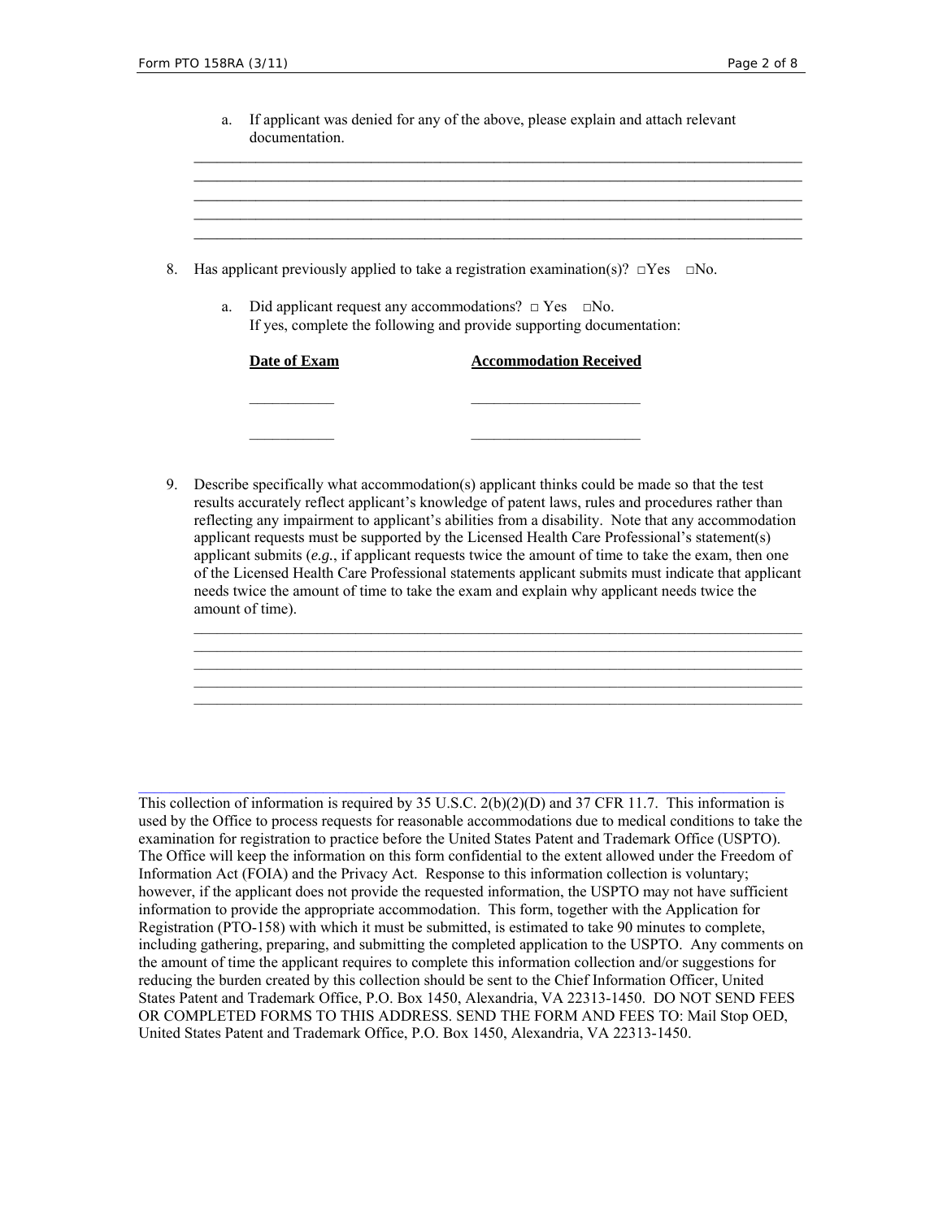a. If applicant was denied for any of the above, please explain and attach relevant documentation.

_______________________________________________________________________________
_______________________________________________________________________________
_______________________________________________________________________________
_______________________________________________________________________________
_______________________________________________________________________________

8. Has applicant previously applied to take a registration examination(s)? □Yes □No.

   a. Did applicant request any accommodations? □ Yes □No.
      If yes, complete the following and provide supporting documentation:

| **Date of Exam** | **Accommodation Received** |
|---|---|
| ___________ | ______________________ |
| ___________ | ______________________ |

9. Describe specifically what accommodation(s) applicant thinks could be made so that the test results accurately reflect applicant's knowledge of patent laws, rules and procedures rather than reflecting any impairment to applicant's abilities from a disability. Note that any accommodation applicant requests must be supported by the Licensed Health Care Professional's statement(s) applicant submits (*e.g.*, if applicant requests twice the amount of time to take the exam, then one of the Licensed Health Care Professional statements applicant submits must indicate that applicant needs twice the amount of time to take the exam and explain why applicant needs twice the amount of time).

_______________________________________________________________________________
_______________________________________________________________________________
_______________________________________________________________________________
_______________________________________________________________________________
_______________________________________________________________________________

---

This collection of information is required by 35 U.S.C. 2(b)(2)(D) and 37 CFR 11.7. This information is used by the Office to process requests for reasonable accommodations due to medical conditions to take the examination for registration to practice before the United States Patent and Trademark Office (USPTO). The Office will keep the information on this form confidential to the extent allowed under the Freedom of Information Act (FOIA) and the Privacy Act. Response to this information collection is voluntary; however, if the applicant does not provide the requested information, the USPTO may not have sufficient information to provide the appropriate accommodation. This form, together with the Application for Registration (PTO-158) with which it must be submitted, is estimated to take 90 minutes to complete, including gathering, preparing, and submitting the completed application to the USPTO. Any comments on the amount of time the applicant requires to complete this information collection and/or suggestions for reducing the burden created by this collection should be sent to the Chief Information Officer, United States Patent and Trademark Office, P.O. Box 1450, Alexandria, VA 22313-1450. DO NOT SEND FEES OR COMPLETED FORMS TO THIS ADDRESS. SEND THE FORM AND FEES TO: Mail Stop OED, United States Patent and Trademark Office, P.O. Box 1450, Alexandria, VA 22313-1450.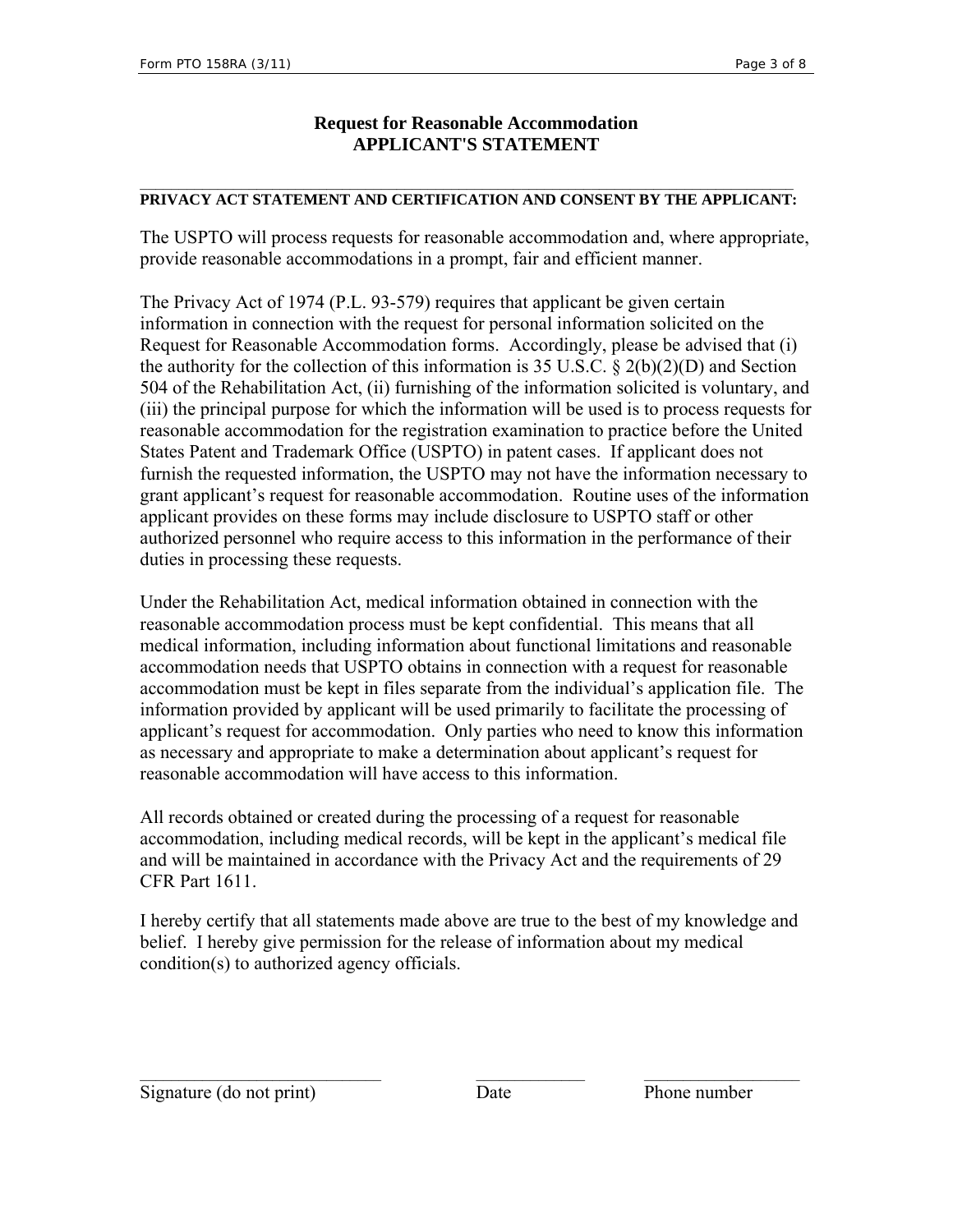## Request for Reasonable Accommodation
## APPLICANT'S STATEMENT

---

**PRIVACY ACT STATEMENT AND CERTIFICATION AND CONSENT BY THE APPLICANT:**

The USPTO will process requests for reasonable accommodation and, where appropriate, provide reasonable accommodations in a prompt, fair and efficient manner.

The Privacy Act of 1974 (P.L. 93-579) requires that applicant be given certain information in connection with the request for personal information solicited on the Request for Reasonable Accommodation forms. Accordingly, please be advised that (i) the authority for the collection of this information is 35 U.S.C. § 2(b)(2)(D) and Section 504 of the Rehabilitation Act, (ii) furnishing of the information solicited is voluntary, and (iii) the principal purpose for which the information will be used is to process requests for reasonable accommodation for the registration examination to practice before the United States Patent and Trademark Office (USPTO) in patent cases. If applicant does not furnish the requested information, the USPTO may not have the information necessary to grant applicant's request for reasonable accommodation. Routine uses of the information applicant provides on these forms may include disclosure to USPTO staff or other authorized personnel who require access to this information in the performance of their duties in processing these requests.

Under the Rehabilitation Act, medical information obtained in connection with the reasonable accommodation process must be kept confidential. This means that all medical information, including information about functional limitations and reasonable accommodation needs that USPTO obtains in connection with a request for reasonable accommodation must be kept in files separate from the individual's application file. The information provided by applicant will be used primarily to facilitate the processing of applicant's request for accommodation. Only parties who need to know this information as necessary and appropriate to make a determination about applicant's request for reasonable accommodation will have access to this information.

All records obtained or created during the processing of a request for reasonable accommodation, including medical records, will be kept in the applicant's medical file and will be maintained in accordance with the Privacy Act and the requirements of 29 CFR Part 1611.

I hereby certify that all statements made above are true to the best of my knowledge and belief. I hereby give permission for the release of information about my medical condition(s) to authorized agency officials.

| ___________________________ | ____________ | _________________ |
|---|---|---|
| Signature (do not print) | Date | Phone number |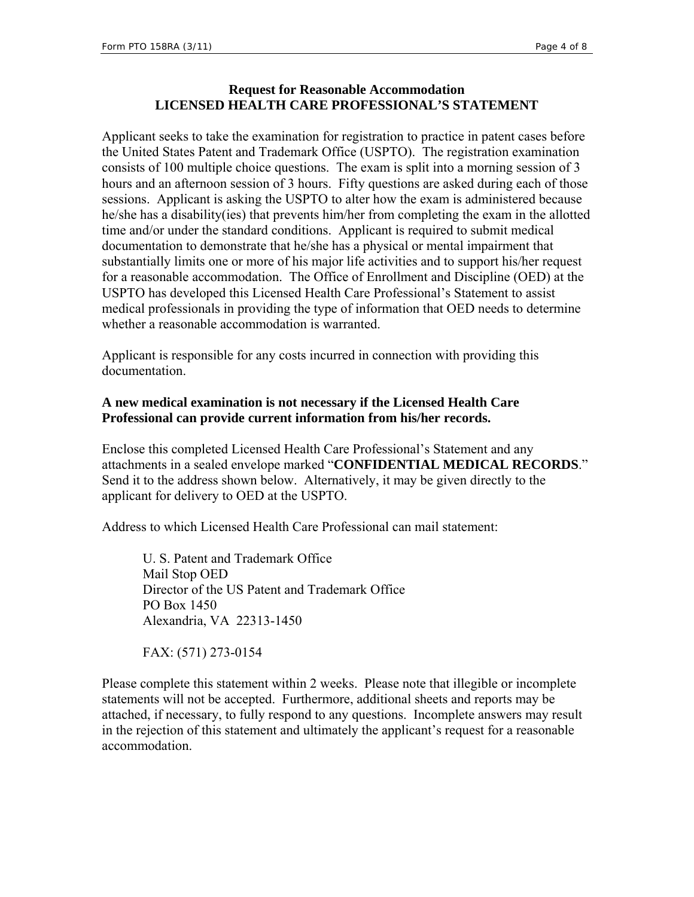## Request for Reasonable Accommodation
## LICENSED HEALTH CARE PROFESSIONAL'S STATEMENT

Applicant seeks to take the examination for registration to practice in patent cases before the United States Patent and Trademark Office (USPTO). The registration examination consists of 100 multiple choice questions. The exam is split into a morning session of 3 hours and an afternoon session of 3 hours. Fifty questions are asked during each of those sessions. Applicant is asking the USPTO to alter how the exam is administered because he/she has a disability(ies) that prevents him/her from completing the exam in the allotted time and/or under the standard conditions. Applicant is required to submit medical documentation to demonstrate that he/she has a physical or mental impairment that substantially limits one or more of his major life activities and to support his/her request for a reasonable accommodation. The Office of Enrollment and Discipline (OED) at the USPTO has developed this Licensed Health Care Professional's Statement to assist medical professionals in providing the type of information that OED needs to determine whether a reasonable accommodation is warranted.

Applicant is responsible for any costs incurred in connection with providing this documentation.

**A new medical examination is not necessary if the Licensed Health Care Professional can provide current information from his/her records.**

Enclose this completed Licensed Health Care Professional's Statement and any attachments in a sealed envelope marked "**CONFIDENTIAL MEDICAL RECORDS**." Send it to the address shown below. Alternatively, it may be given directly to the applicant for delivery to OED at the USPTO.

Address to which Licensed Health Care Professional can mail statement:

U. S. Patent and Trademark Office
Mail Stop OED
Director of the US Patent and Trademark Office
PO Box 1450
Alexandria, VA 22313-1450

FAX: (571) 273-0154

Please complete this statement within 2 weeks. Please note that illegible or incomplete statements will not be accepted. Furthermore, additional sheets and reports may be attached, if necessary, to fully respond to any questions. Incomplete answers may result in the rejection of this statement and ultimately the applicant's request for a reasonable accommodation.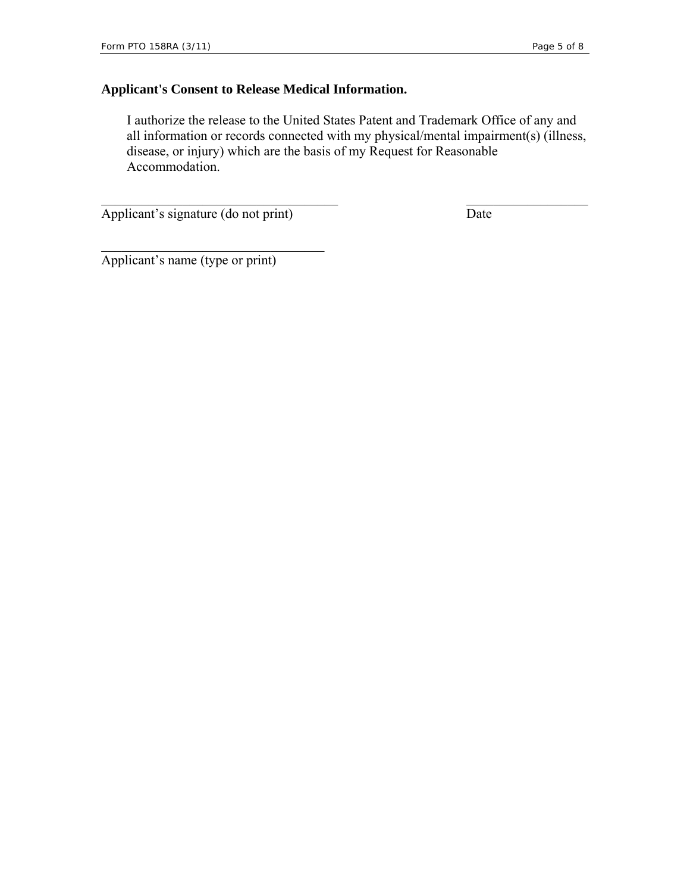**Applicant's Consent to Release Medical Information.**

I authorize the release to the United States Patent and Trademark Office of any and all information or records connected with my physical/mental impairment(s) (illness, disease, or injury) which are the basis of my Request for Reasonable Accommodation.

\_\_\_\_\_\_\_\_\_\_\_\_\_\_\_\_\_\_\_\_\_\_\_\_\_\_\_\_\_\_\_\_\_\_\_ \_\_\_\_\_\_\_\_\_\_\_\_\_\_\_\_\_\_

Applicant's signature (do not print) Date

\_\_\_\_\_\_\_\_\_\_\_\_\_\_\_\_\_\_\_\_\_\_\_\_\_\_\_\_\_\_\_\_\_

Applicant's name (type or print)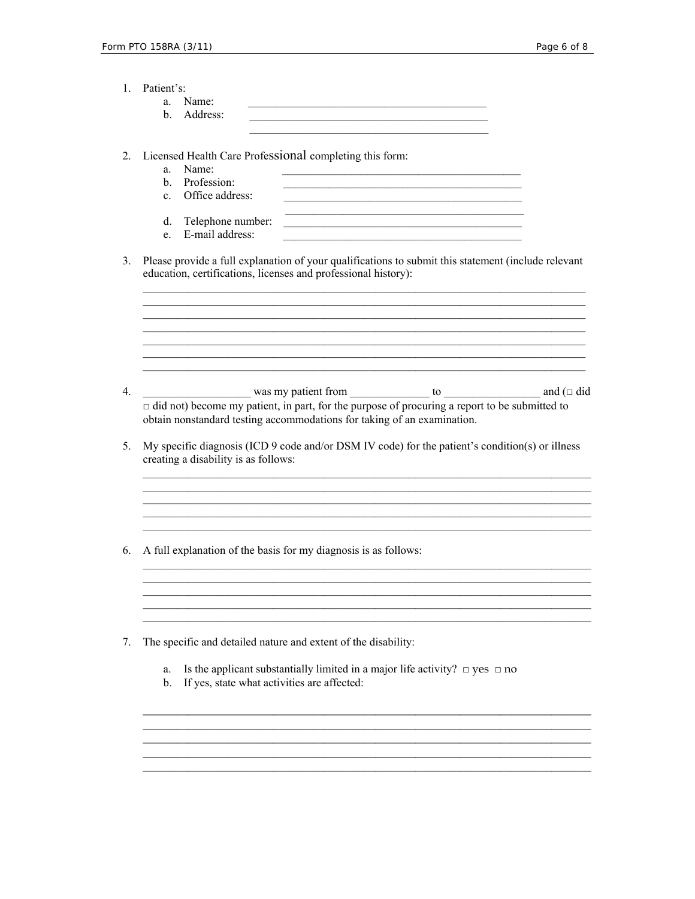1. Patient's:
   a. Name: \_\_\_\_\_\_\_\_\_\_\_\_\_\_\_\_\_\_\_\_\_\_\_\_\_\_\_\_\_\_\_\_\_\_\_\_\_\_\_\_\_\_\_\_
   b. Address: \_\_\_\_\_\_\_\_\_\_\_\_\_\_\_\_\_\_\_\_\_\_\_\_\_\_\_\_\_\_\_\_\_\_\_\_\_\_\_\_\_\_\_\_
   \_\_\_\_\_\_\_\_\_\_\_\_\_\_\_\_\_\_\_\_\_\_\_\_\_\_\_\_\_\_\_\_\_\_\_\_\_\_\_\_\_\_\_\_

2. Licensed Health Care Professional completing this form:
   a. Name: \_\_\_\_\_\_\_\_\_\_\_\_\_\_\_\_\_\_\_\_\_\_\_\_\_\_\_\_\_\_\_\_\_\_\_\_\_\_\_\_\_\_\_\_
   b. Profession: \_\_\_\_\_\_\_\_\_\_\_\_\_\_\_\_\_\_\_\_\_\_\_\_\_\_\_\_\_\_\_\_\_\_\_\_\_\_\_\_\_\_\_\_
   c. Office address: \_\_\_\_\_\_\_\_\_\_\_\_\_\_\_\_\_\_\_\_\_\_\_\_\_\_\_\_\_\_\_\_\_\_\_\_\_\_\_\_\_\_\_\_
   \_\_\_\_\_\_\_\_\_\_\_\_\_\_\_\_\_\_\_\_\_\_\_\_\_\_\_\_\_\_\_\_\_\_\_\_\_\_\_\_\_\_\_\_
   d. Telephone number: \_\_\_\_\_\_\_\_\_\_\_\_\_\_\_\_\_\_\_\_\_\_\_\_\_\_\_\_\_\_\_\_\_\_\_\_\_\_\_\_\_\_\_\_
   e. E-mail address: \_\_\_\_\_\_\_\_\_\_\_\_\_\_\_\_\_\_\_\_\_\_\_\_\_\_\_\_\_\_\_\_\_\_\_\_\_\_\_\_\_\_\_\_

3. Please provide a full explanation of your qualifications to submit this statement (include relevant education, certifications, licenses and professional history):
   \_\_\_\_\_\_\_\_\_\_\_\_\_\_\_\_\_\_\_\_\_\_\_\_\_\_\_\_\_\_\_\_\_\_\_\_\_\_\_\_\_\_\_\_\_\_\_\_\_\_\_\_\_\_\_\_\_\_\_\_\_\_\_\_\_\_\_\_\_\_\_\_\_\_\_\_\_\_
   \_\_\_\_\_\_\_\_\_\_\_\_\_\_\_\_\_\_\_\_\_\_\_\_\_\_\_\_\_\_\_\_\_\_\_\_\_\_\_\_\_\_\_\_\_\_\_\_\_\_\_\_\_\_\_\_\_\_\_\_\_\_\_\_\_\_\_\_\_\_\_\_\_\_\_\_\_\_
   \_\_\_\_\_\_\_\_\_\_\_\_\_\_\_\_\_\_\_\_\_\_\_\_\_\_\_\_\_\_\_\_\_\_\_\_\_\_\_\_\_\_\_\_\_\_\_\_\_\_\_\_\_\_\_\_\_\_\_\_\_\_\_\_\_\_\_\_\_\_\_\_\_\_\_\_\_\_
   \_\_\_\_\_\_\_\_\_\_\_\_\_\_\_\_\_\_\_\_\_\_\_\_\_\_\_\_\_\_\_\_\_\_\_\_\_\_\_\_\_\_\_\_\_\_\_\_\_\_\_\_\_\_\_\_\_\_\_\_\_\_\_\_\_\_\_\_\_\_\_\_\_\_\_\_\_\_
   \_\_\_\_\_\_\_\_\_\_\_\_\_\_\_\_\_\_\_\_\_\_\_\_\_\_\_\_\_\_\_\_\_\_\_\_\_\_\_\_\_\_\_\_\_\_\_\_\_\_\_\_\_\_\_\_\_\_\_\_\_\_\_\_\_\_\_\_\_\_\_\_\_\_\_\_\_\_
   \_\_\_\_\_\_\_\_\_\_\_\_\_\_\_\_\_\_\_\_\_\_\_\_\_\_\_\_\_\_\_\_\_\_\_\_\_\_\_\_\_\_\_\_\_\_\_\_\_\_\_\_\_\_\_\_\_\_\_\_\_\_\_\_\_\_\_\_\_\_\_\_\_\_\_\_\_\_
   \_\_\_\_\_\_\_\_\_\_\_\_\_\_\_\_\_\_\_\_\_\_\_\_\_\_\_\_\_\_\_\_\_\_\_\_\_\_\_\_\_\_\_\_\_\_\_\_\_\_\_\_\_\_\_\_\_\_\_\_\_\_\_\_\_\_\_\_\_\_\_\_\_\_\_\_\_\_

4. \_\_\_\_\_\_\_\_\_\_\_\_\_\_\_\_\_\_\_ was my patient from \_\_\_\_\_\_\_\_\_\_\_\_\_\_ to \_\_\_\_\_\_\_\_\_\_\_\_\_\_\_\_ and (□ did □ did not) become my patient, in part, for the purpose of procuring a report to be submitted to obtain nonstandard testing accommodations for taking of an examination.

5. My specific diagnosis (ICD 9 code and/or DSM IV code) for the patient's condition(s) or illness creating a disability is as follows:
   \_\_\_\_\_\_\_\_\_\_\_\_\_\_\_\_\_\_\_\_\_\_\_\_\_\_\_\_\_\_\_\_\_\_\_\_\_\_\_\_\_\_\_\_\_\_\_\_\_\_\_\_\_\_\_\_\_\_\_\_\_\_\_\_\_\_\_\_\_\_\_\_\_\_\_\_\_\_
   \_\_\_\_\_\_\_\_\_\_\_\_\_\_\_\_\_\_\_\_\_\_\_\_\_\_\_\_\_\_\_\_\_\_\_\_\_\_\_\_\_\_\_\_\_\_\_\_\_\_\_\_\_\_\_\_\_\_\_\_\_\_\_\_\_\_\_\_\_\_\_\_\_\_\_\_\_\_
   \_\_\_\_\_\_\_\_\_\_\_\_\_\_\_\_\_\_\_\_\_\_\_\_\_\_\_\_\_\_\_\_\_\_\_\_\_\_\_\_\_\_\_\_\_\_\_\_\_\_\_\_\_\_\_\_\_\_\_\_\_\_\_\_\_\_\_\_\_\_\_\_\_\_\_\_\_\_
   \_\_\_\_\_\_\_\_\_\_\_\_\_\_\_\_\_\_\_\_\_\_\_\_\_\_\_\_\_\_\_\_\_\_\_\_\_\_\_\_\_\_\_\_\_\_\_\_\_\_\_\_\_\_\_\_\_\_\_\_\_\_\_\_\_\_\_\_\_\_\_\_\_\_\_\_\_\_
   \_\_\_\_\_\_\_\_\_\_\_\_\_\_\_\_\_\_\_\_\_\_\_\_\_\_\_\_\_\_\_\_\_\_\_\_\_\_\_\_\_\_\_\_\_\_\_\_\_\_\_\_\_\_\_\_\_\_\_\_\_\_\_\_\_\_\_\_\_\_\_\_\_\_\_\_\_\_

6. A full explanation of the basis for my diagnosis is as follows:
   \_\_\_\_\_\_\_\_\_\_\_\_\_\_\_\_\_\_\_\_\_\_\_\_\_\_\_\_\_\_\_\_\_\_\_\_\_\_\_\_\_\_\_\_\_\_\_\_\_\_\_\_\_\_\_\_\_\_\_\_\_\_\_\_\_\_\_\_\_\_\_\_\_\_\_\_\_\_
   \_\_\_\_\_\_\_\_\_\_\_\_\_\_\_\_\_\_\_\_\_\_\_\_\_\_\_\_\_\_\_\_\_\_\_\_\_\_\_\_\_\_\_\_\_\_\_\_\_\_\_\_\_\_\_\_\_\_\_\_\_\_\_\_\_\_\_\_\_\_\_\_\_\_\_\_\_\_
   \_\_\_\_\_\_\_\_\_\_\_\_\_\_\_\_\_\_\_\_\_\_\_\_\_\_\_\_\_\_\_\_\_\_\_\_\_\_\_\_\_\_\_\_\_\_\_\_\_\_\_\_\_\_\_\_\_\_\_\_\_\_\_\_\_\_\_\_\_\_\_\_\_\_\_\_\_\_
   \_\_\_\_\_\_\_\_\_\_\_\_\_\_\_\_\_\_\_\_\_\_\_\_\_\_\_\_\_\_\_\_\_\_\_\_\_\_\_\_\_\_\_\_\_\_\_\_\_\_\_\_\_\_\_\_\_\_\_\_\_\_\_\_\_\_\_\_\_\_\_\_\_\_\_\_\_\_
   \_\_\_\_\_\_\_\_\_\_\_\_\_\_\_\_\_\_\_\_\_\_\_\_\_\_\_\_\_\_\_\_\_\_\_\_\_\_\_\_\_\_\_\_\_\_\_\_\_\_\_\_\_\_\_\_\_\_\_\_\_\_\_\_\_\_\_\_\_\_\_\_\_\_\_\_\_\_

7. The specific and detailed nature and extent of the disability:
   a. Is the applicant substantially limited in a major life activity? □ yes □ no
   b. If yes, state what activities are affected:

   \_\_\_\_\_\_\_\_\_\_\_\_\_\_\_\_\_\_\_\_\_\_\_\_\_\_\_\_\_\_\_\_\_\_\_\_\_\_\_\_\_\_\_\_\_\_\_\_\_\_\_\_\_\_\_\_\_\_\_\_\_\_\_\_\_\_\_\_\_\_\_\_\_\_\_\_\_\_
   \_\_\_\_\_\_\_\_\_\_\_\_\_\_\_\_\_\_\_\_\_\_\_\_\_\_\_\_\_\_\_\_\_\_\_\_\_\_\_\_\_\_\_\_\_\_\_\_\_\_\_\_\_\_\_\_\_\_\_\_\_\_\_\_\_\_\_\_\_\_\_\_\_\_\_\_\_\_
   \_\_\_\_\_\_\_\_\_\_\_\_\_\_\_\_\_\_\_\_\_\_\_\_\_\_\_\_\_\_\_\_\_\_\_\_\_\_\_\_\_\_\_\_\_\_\_\_\_\_\_\_\_\_\_\_\_\_\_\_\_\_\_\_\_\_\_\_\_\_\_\_\_\_\_\_\_\_
   \_\_\_\_\_\_\_\_\_\_\_\_\_\_\_\_\_\_\_\_\_\_\_\_\_\_\_\_\_\_\_\_\_\_\_\_\_\_\_\_\_\_\_\_\_\_\_\_\_\_\_\_\_\_\_\_\_\_\_\_\_\_\_\_\_\_\_\_\_\_\_\_\_\_\_\_\_\_
   \_\_\_\_\_\_\_\_\_\_\_\_\_\_\_\_\_\_\_\_\_\_\_\_\_\_\_\_\_\_\_\_\_\_\_\_\_\_\_\_\_\_\_\_\_\_\_\_\_\_\_\_\_\_\_\_\_\_\_\_\_\_\_\_\_\_\_\_\_\_\_\_\_\_\_\_\_\_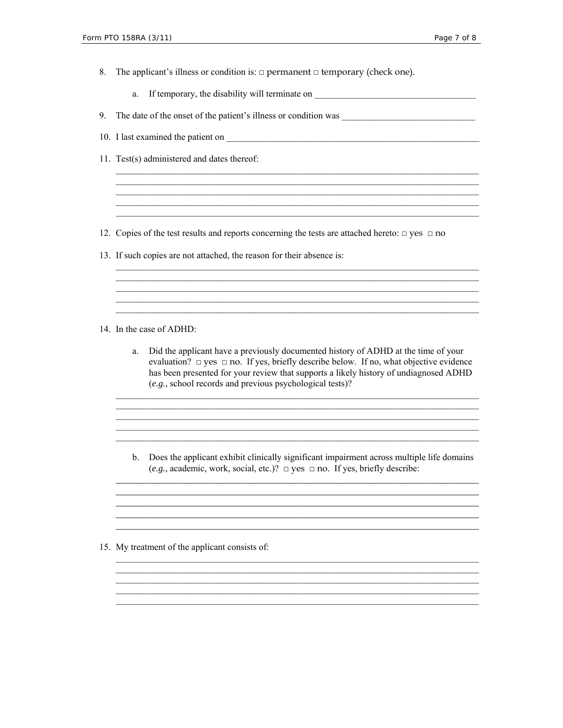8. The applicant's illness or condition is: □ permanent □ temporary (check one).

    a. If temporary, the disability will terminate on ___________________________________

9. The date of the onset of the patient's illness or condition was _____________________________

10. I last examined the patient on _________________________________________________________

11. Test(s) administered and dates thereof:

    ________________________________________________________________________________
    ________________________________________________________________________________
    ________________________________________________________________________________
    ________________________________________________________________________________
    ________________________________________________________________________________

12. Copies of the test results and reports concerning the tests are attached hereto: □ yes □ no

13. If such copies are not attached, the reason for their absence is:

    ________________________________________________________________________________
    ________________________________________________________________________________
    ________________________________________________________________________________
    ________________________________________________________________________________
    ________________________________________________________________________________

14. In the case of ADHD:

    a. Did the applicant have a previously documented history of ADHD at the time of your evaluation? □ yes □ no. If yes, briefly describe below. If no, what objective evidence has been presented for your review that supports a likely history of undiagnosed ADHD (*e.g.*, school records and previous psychological tests)?

    ________________________________________________________________________________
    ________________________________________________________________________________
    ________________________________________________________________________________
    ________________________________________________________________________________
    ________________________________________________________________________________

    b. Does the applicant exhibit clinically significant impairment across multiple life domains (*e.g.*, academic, work, social, etc.)? □ yes □ no. If yes, briefly describe:

    ________________________________________________________________________________
    ________________________________________________________________________________
    ________________________________________________________________________________
    ________________________________________________________________________________
    ________________________________________________________________________________

15. My treatment of the applicant consists of:

    ________________________________________________________________________________
    ________________________________________________________________________________
    ________________________________________________________________________________
    ________________________________________________________________________________
    ________________________________________________________________________________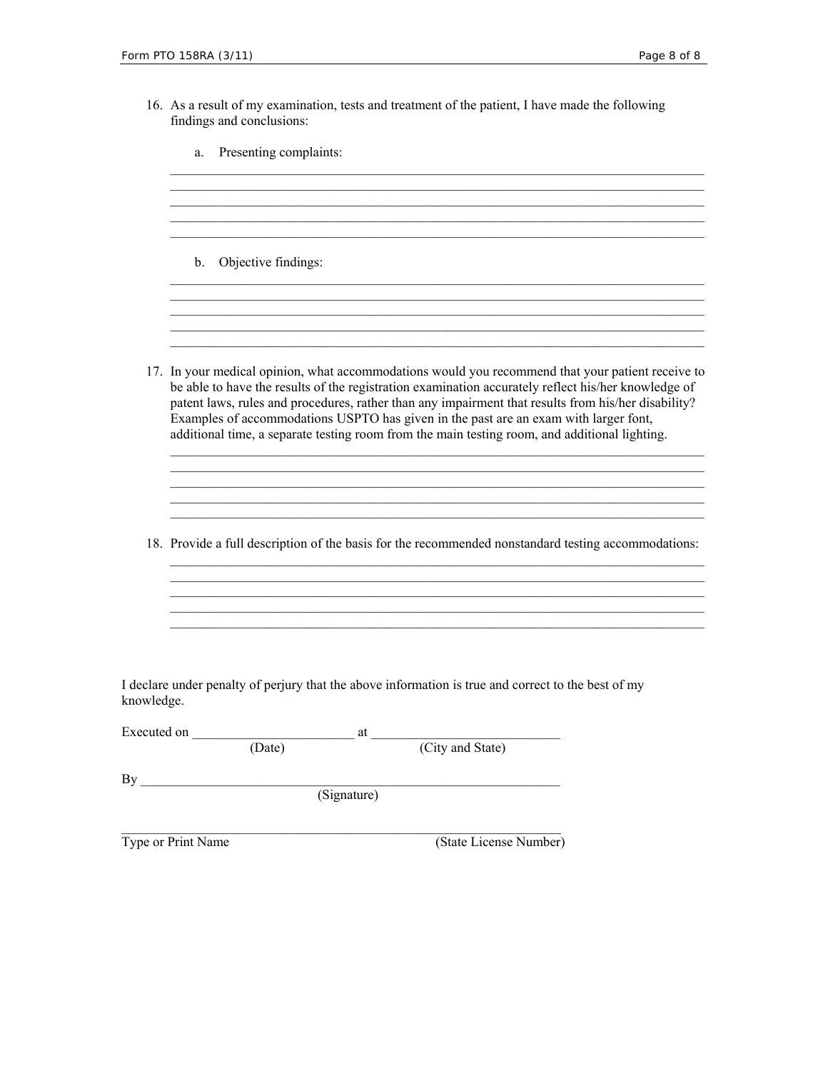16. As a result of my examination, tests and treatment of the patient, I have made the following findings and conclusions:

    a. Presenting complaints:

    ______________________________________________________________________________
    ______________________________________________________________________________
    ______________________________________________________________________________
    ______________________________________________________________________________
    ______________________________________________________________________________

    b. Objective findings:

    ______________________________________________________________________________
    ______________________________________________________________________________
    ______________________________________________________________________________
    ______________________________________________________________________________
    ______________________________________________________________________________

17. In your medical opinion, what accommodations would you recommend that your patient receive to be able to have the results of the registration examination accurately reflect his/her knowledge of patent laws, rules and procedures, rather than any impairment that results from his/her disability? Examples of accommodations USPTO has given in the past are an exam with larger font, additional time, a separate testing room from the main testing room, and additional lighting.

    ______________________________________________________________________________
    ______________________________________________________________________________
    ______________________________________________________________________________
    ______________________________________________________________________________
    ______________________________________________________________________________

18. Provide a full description of the basis for the recommended nonstandard testing accommodations:

    ______________________________________________________________________________
    ______________________________________________________________________________
    ______________________________________________________________________________
    ______________________________________________________________________________
    ______________________________________________________________________________

I declare under penalty of perjury that the above information is true and correct to the best of my knowledge.

Executed on ________________________ at ____________________________
(Date) (City and State)

By _______________________________________________________________
(Signature)

_________________________________________________________________
Type or Print Name (State License Number)